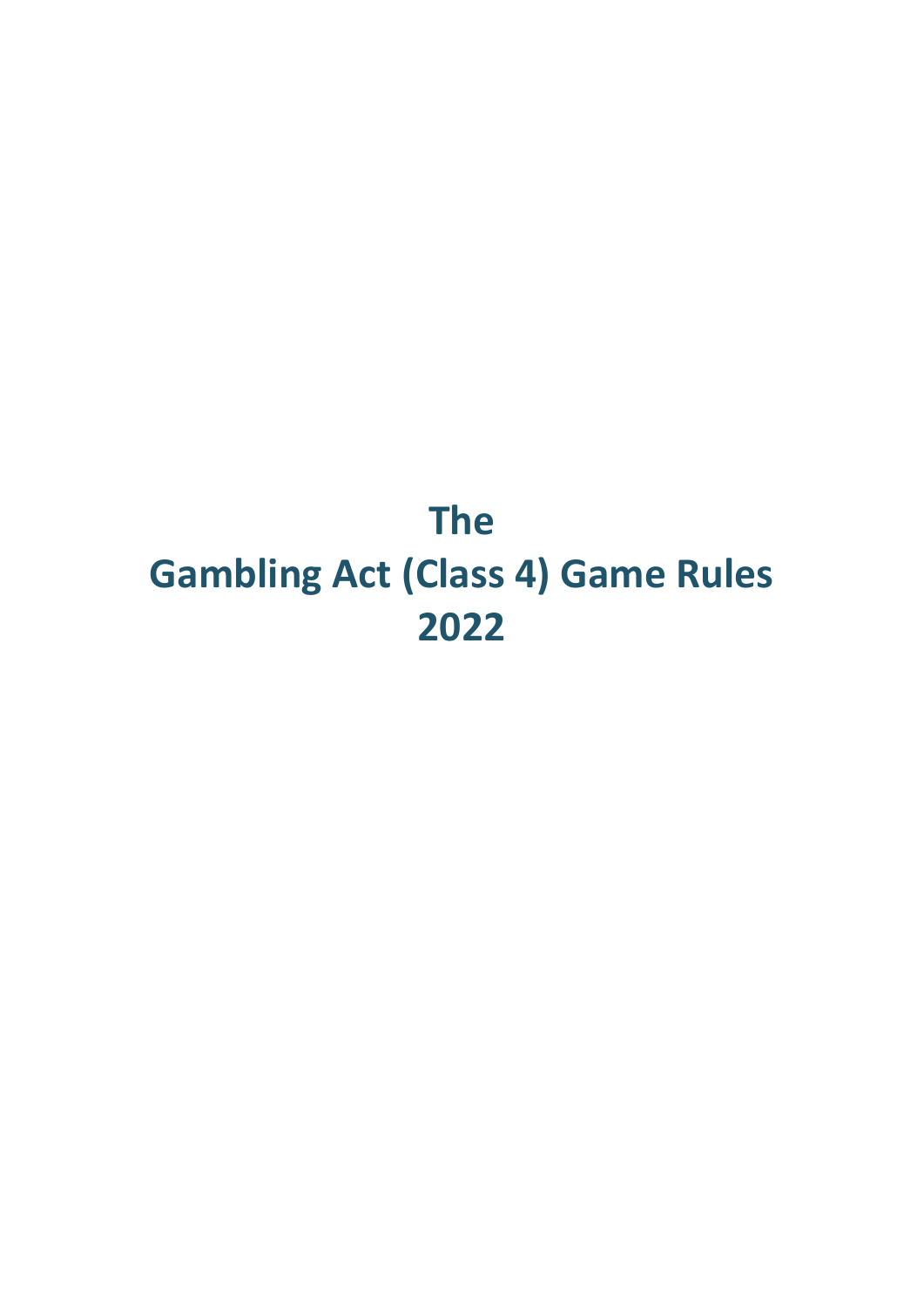# The
# Gambling Act (Class 4) Game Rules
# 2022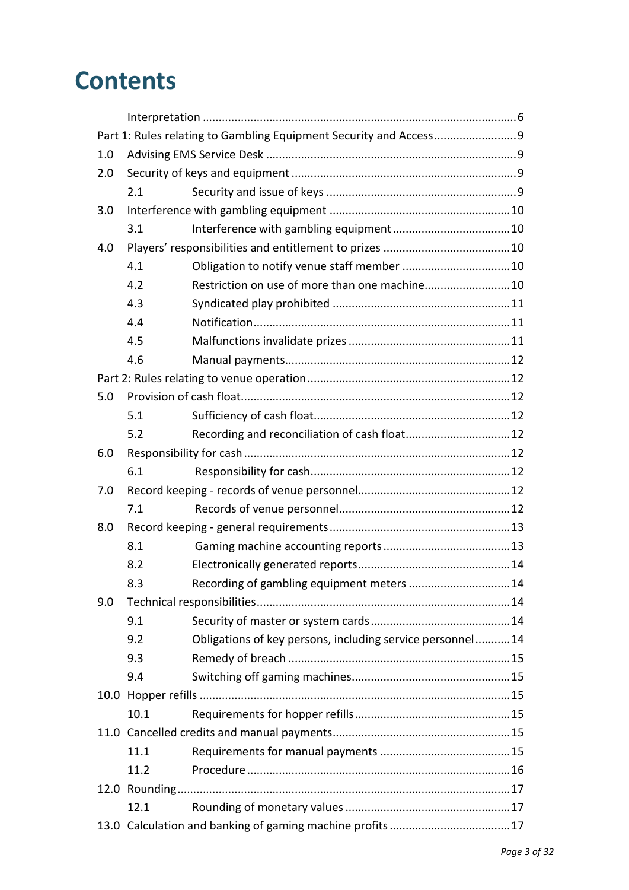# Contents

| | | |
|---|---|---|
| | Interpretation | 6 |
| Part 1: Rules relating to Gambling Equipment Security and Access | | 9 |
| 1.0 | Advising EMS Service Desk | 9 |
| 2.0 | Security of keys and equipment | 9 |
| 2.1 | Security and issue of keys | 9 |
| 3.0 | Interference with gambling equipment | 10 |
| 3.1 | Interference with gambling equipment | 10 |
| 4.0 | Players' responsibilities and entitlement to prizes | 10 |
| 4.1 | Obligation to notify venue staff member | 10 |
| 4.2 | Restriction on use of more than one machine | 10 |
| 4.3 | Syndicated play prohibited | 11 |
| 4.4 | Notification | 11 |
| 4.5 | Malfunctions invalidate prizes | 11 |
| 4.6 | Manual payments | 12 |
| Part 2: Rules relating to venue operation | | 12 |
| 5.0 | Provision of cash float | 12 |
| 5.1 | Sufficiency of cash float | 12 |
| 5.2 | Recording and reconciliation of cash float | 12 |
| 6.0 | Responsibility for cash | 12 |
| 6.1 | Responsibility for cash | 12 |
| 7.0 | Record keeping - records of venue personnel | 12 |
| 7.1 | Records of venue personnel | 12 |
| 8.0 | Record keeping - general requirements | 13 |
| 8.1 | Gaming machine accounting reports | 13 |
| 8.2 | Electronically generated reports | 14 |
| 8.3 | Recording of gambling equipment meters | 14 |
| 9.0 | Technical responsibilities | 14 |
| 9.1 | Security of master or system cards | 14 |
| 9.2 | Obligations of key persons, including service personnel | 14 |
| 9.3 | Remedy of breach | 15 |
| 9.4 | Switching off gaming machines | 15 |
| 10.0 | Hopper refills | 15 |
| 10.1 | Requirements for hopper refills | 15 |
| 11.0 | Cancelled credits and manual payments | 15 |
| 11.1 | Requirements for manual payments | 15 |
| 11.2 | Procedure | 16 |
| 12.0 | Rounding | 17 |
| 12.1 | Rounding of monetary values | 17 |
| 13.0 | Calculation and banking of gaming machine profits | 17 |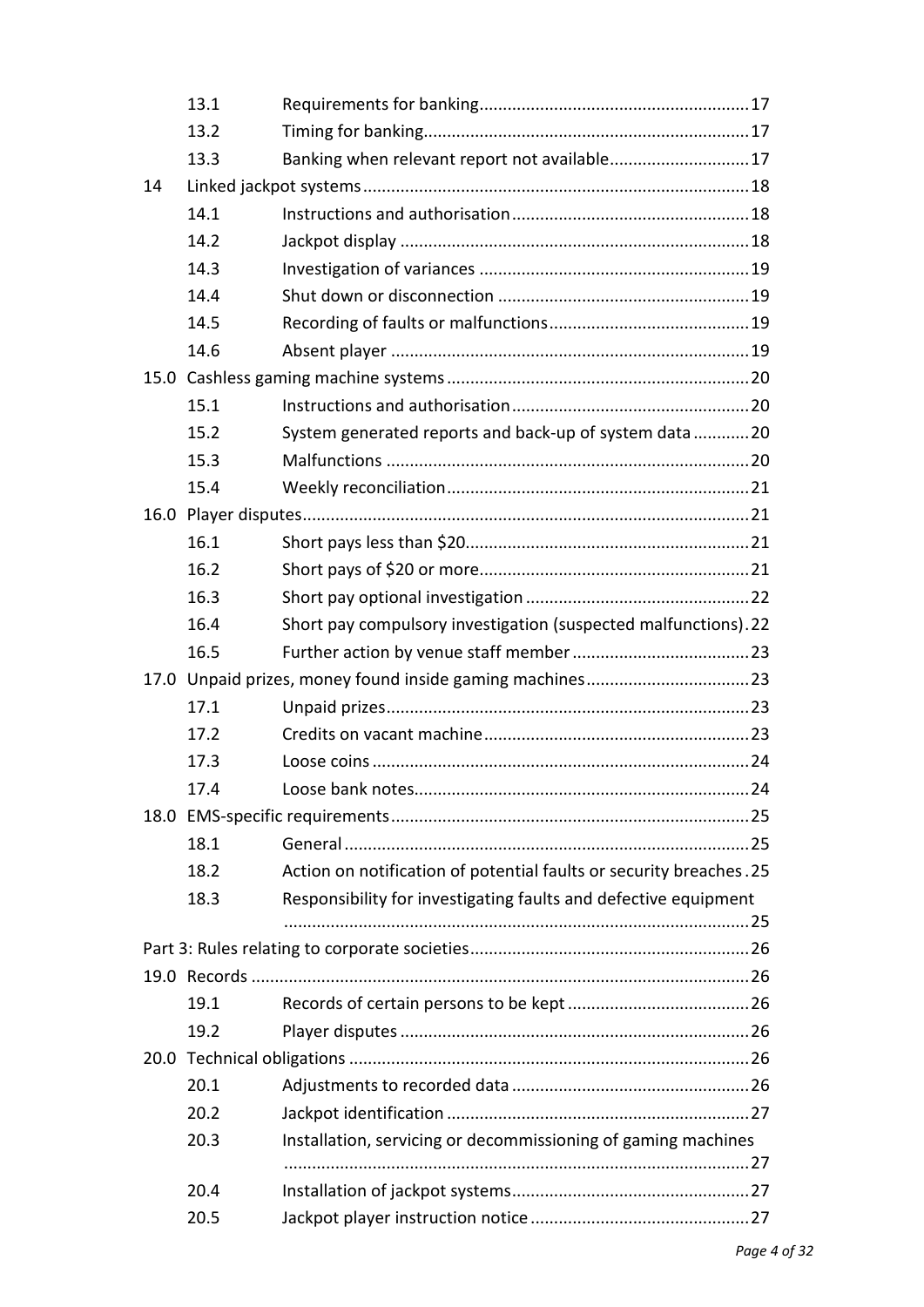| | | |
|---|---|---|
| 13.1 | Requirements for banking | 17 |
| 13.2 | Timing for banking | 17 |
| 13.3 | Banking when relevant report not available | 17 |
| 14 | Linked jackpot systems | 18 |
| 14.1 | Instructions and authorisation | 18 |
| 14.2 | Jackpot display | 18 |
| 14.3 | Investigation of variances | 19 |
| 14.4 | Shut down or disconnection | 19 |
| 14.5 | Recording of faults or malfunctions | 19 |
| 14.6 | Absent player | 19 |
| 15.0 | Cashless gaming machine systems | 20 |
| 15.1 | Instructions and authorisation | 20 |
| 15.2 | System generated reports and back-up of system data | 20 |
| 15.3 | Malfunctions | 20 |
| 15.4 | Weekly reconciliation | 21 |
| 16.0 | Player disputes | 21 |
| 16.1 | Short pays less than $20 | 21 |
| 16.2 | Short pays of $20 or more | 21 |
| 16.3 | Short pay optional investigation | 22 |
| 16.4 | Short pay compulsory investigation (suspected malfunctions) | 22 |
| 16.5 | Further action by venue staff member | 23 |
| 17.0 | Unpaid prizes, money found inside gaming machines | 23 |
| 17.1 | Unpaid prizes | 23 |
| 17.2 | Credits on vacant machine | 23 |
| 17.3 | Loose coins | 24 |
| 17.4 | Loose bank notes | 24 |
| 18.0 | EMS-specific requirements | 25 |
| 18.1 | General | 25 |
| 18.2 | Action on notification of potential faults or security breaches | 25 |
| 18.3 | Responsibility for investigating faults and defective equipment | 25 |
| Part 3: Rules relating to corporate societies | | 26 |
| 19.0 | Records | 26 |
| 19.1 | Records of certain persons to be kept | 26 |
| 19.2 | Player disputes | 26 |
| 20.0 | Technical obligations | 26 |
| 20.1 | Adjustments to recorded data | 26 |
| 20.2 | Jackpot identification | 27 |
| 20.3 | Installation, servicing or decommissioning of gaming machines | 27 |
| 20.4 | Installation of jackpot systems | 27 |
| 20.5 | Jackpot player instruction notice | 27 |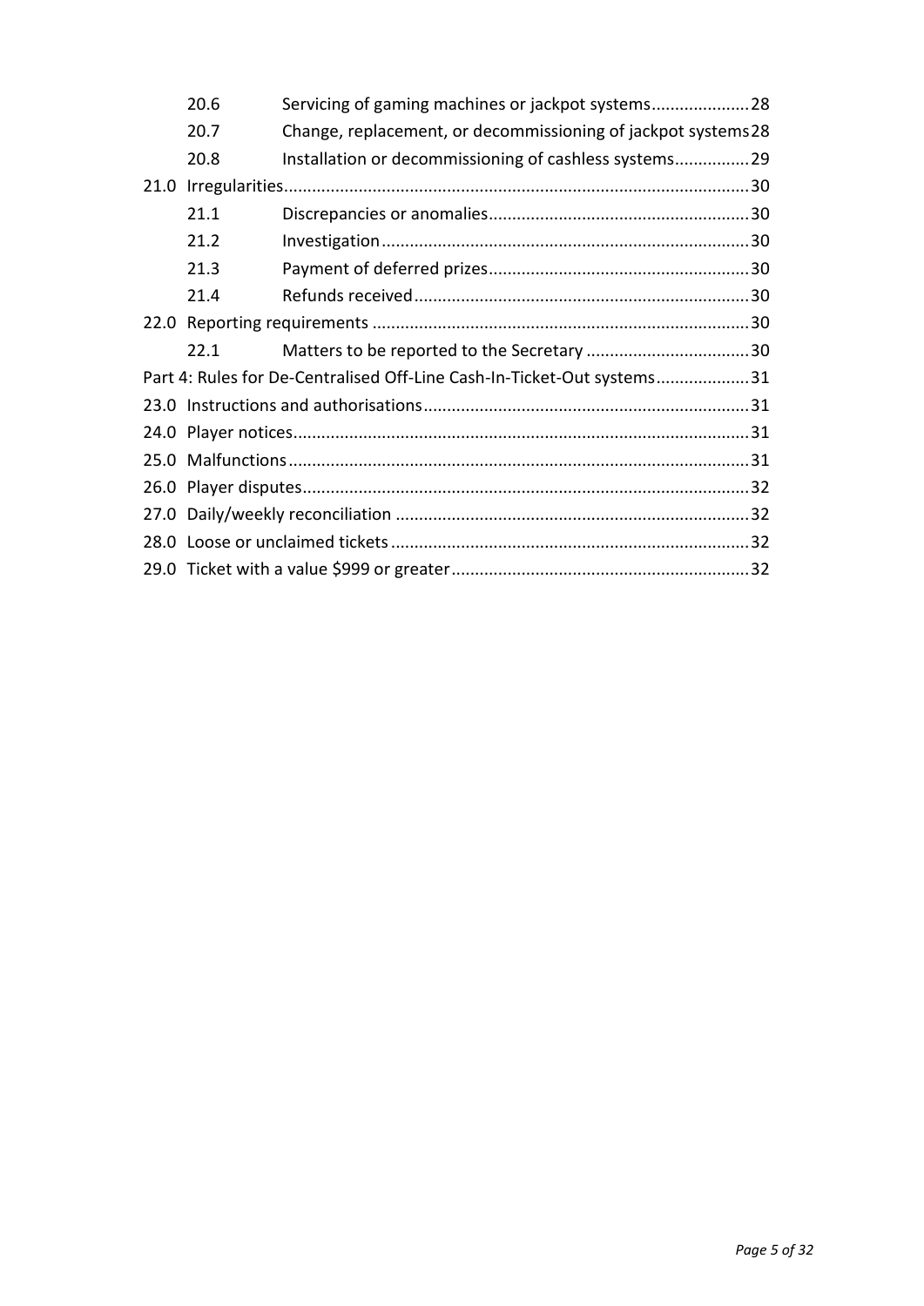| | | |
|---|---|---|
| 20.6 | Servicing of gaming machines or jackpot systems | 28 |
| 20.7 | Change, replacement, or decommissioning of jackpot systems | 28 |
| 20.8 | Installation or decommissioning of cashless systems | 29 |
| 21.0 Irregularities | | 30 |
| 21.1 | Discrepancies or anomalies | 30 |
| 21.2 | Investigation | 30 |
| 21.3 | Payment of deferred prizes | 30 |
| 21.4 | Refunds received | 30 |
| 22.0 Reporting requirements | | 30 |
| 22.1 | Matters to be reported to the Secretary | 30 |
| Part 4: Rules for De-Centralised Off-Line Cash-In-Ticket-Out systems | | 31 |
| 23.0 Instructions and authorisations | | 31 |
| 24.0 Player notices | | 31 |
| 25.0 Malfunctions | | 31 |
| 26.0 Player disputes | | 32 |
| 27.0 Daily/weekly reconciliation | | 32 |
| 28.0 Loose or unclaimed tickets | | 32 |
| 29.0 Ticket with a value $999 or greater | | 32 |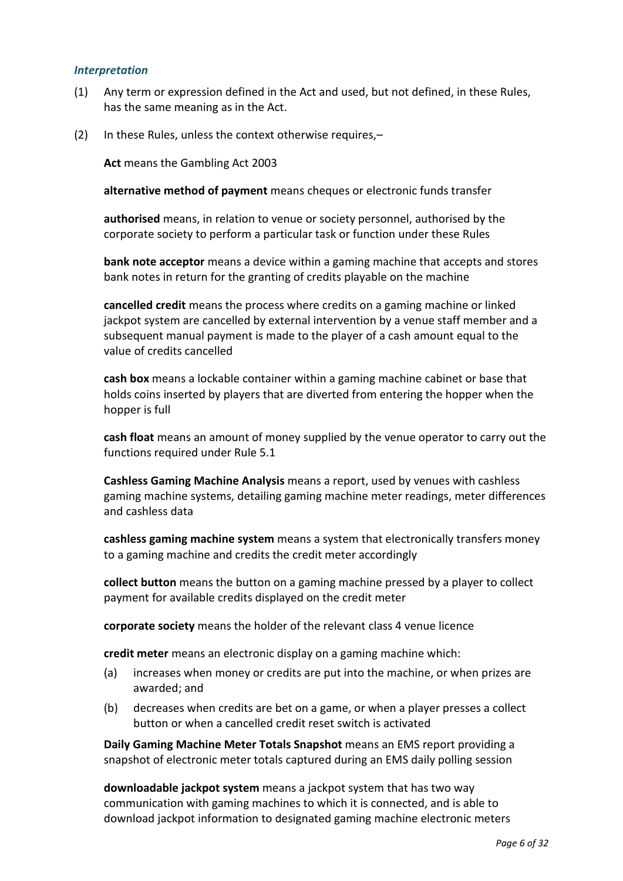### *Interpretation*

(1) Any term or expression defined in the Act and used, but not defined, in these Rules, has the same meaning as in the Act.

(2) In these Rules, unless the context otherwise requires,–

**Act** means the Gambling Act 2003

**alternative method of payment** means cheques or electronic funds transfer

**authorised** means, in relation to venue or society personnel, authorised by the corporate society to perform a particular task or function under these Rules

**bank note acceptor** means a device within a gaming machine that accepts and stores bank notes in return for the granting of credits playable on the machine

**cancelled credit** means the process where credits on a gaming machine or linked jackpot system are cancelled by external intervention by a venue staff member and a subsequent manual payment is made to the player of a cash amount equal to the value of credits cancelled

**cash box** means a lockable container within a gaming machine cabinet or base that holds coins inserted by players that are diverted from entering the hopper when the hopper is full

**cash float** means an amount of money supplied by the venue operator to carry out the functions required under Rule 5.1

**Cashless Gaming Machine Analysis** means a report, used by venues with cashless gaming machine systems, detailing gaming machine meter readings, meter differences and cashless data

**cashless gaming machine system** means a system that electronically transfers money to a gaming machine and credits the credit meter accordingly

**collect button** means the button on a gaming machine pressed by a player to collect payment for available credits displayed on the credit meter

**corporate society** means the holder of the relevant class 4 venue licence

**credit meter** means an electronic display on a gaming machine which:

(a) increases when money or credits are put into the machine, or when prizes are awarded; and

(b) decreases when credits are bet on a game, or when a player presses a collect button or when a cancelled credit reset switch is activated

**Daily Gaming Machine Meter Totals Snapshot** means an EMS report providing a snapshot of electronic meter totals captured during an EMS daily polling session

**downloadable jackpot system** means a jackpot system that has two way communication with gaming machines to which it is connected, and is able to download jackpot information to designated gaming machine electronic meters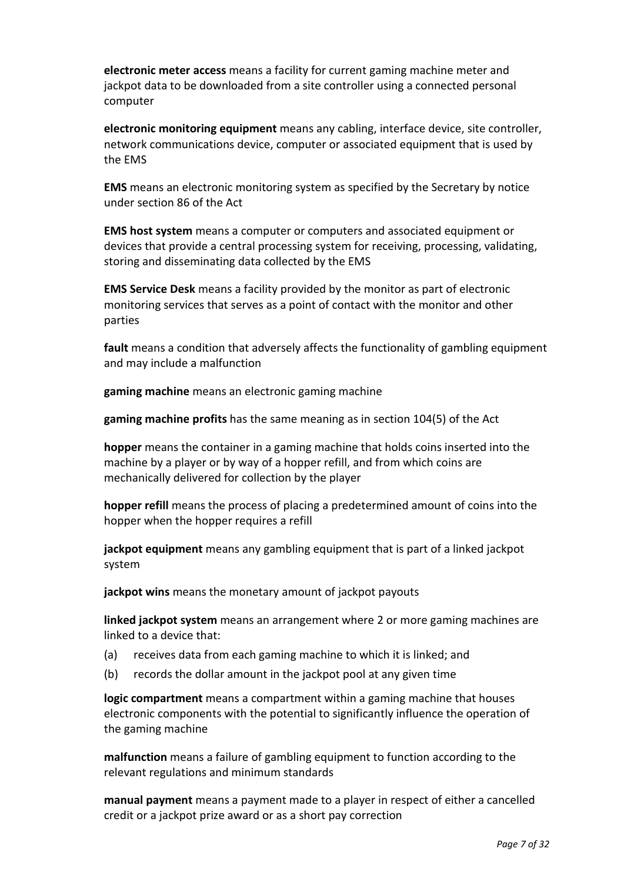**electronic meter access** means a facility for current gaming machine meter and jackpot data to be downloaded from a site controller using a connected personal computer

**electronic monitoring equipment** means any cabling, interface device, site controller, network communications device, computer or associated equipment that is used by the EMS

**EMS** means an electronic monitoring system as specified by the Secretary by notice under section 86 of the Act

**EMS host system** means a computer or computers and associated equipment or devices that provide a central processing system for receiving, processing, validating, storing and disseminating data collected by the EMS

**EMS Service Desk** means a facility provided by the monitor as part of electronic monitoring services that serves as a point of contact with the monitor and other parties

**fault** means a condition that adversely affects the functionality of gambling equipment and may include a malfunction

**gaming machine** means an electronic gaming machine

**gaming machine profits** has the same meaning as in section 104(5) of the Act

**hopper** means the container in a gaming machine that holds coins inserted into the machine by a player or by way of a hopper refill, and from which coins are mechanically delivered for collection by the player

**hopper refill** means the process of placing a predetermined amount of coins into the hopper when the hopper requires a refill

**jackpot equipment** means any gambling equipment that is part of a linked jackpot system

**jackpot wins** means the monetary amount of jackpot payouts

**linked jackpot system** means an arrangement where 2 or more gaming machines are linked to a device that:

(a) receives data from each gaming machine to which it is linked; and

(b) records the dollar amount in the jackpot pool at any given time

**logic compartment** means a compartment within a gaming machine that houses electronic components with the potential to significantly influence the operation of the gaming machine

**malfunction** means a failure of gambling equipment to function according to the relevant regulations and minimum standards

**manual payment** means a payment made to a player in respect of either a cancelled credit or a jackpot prize award or as a short pay correction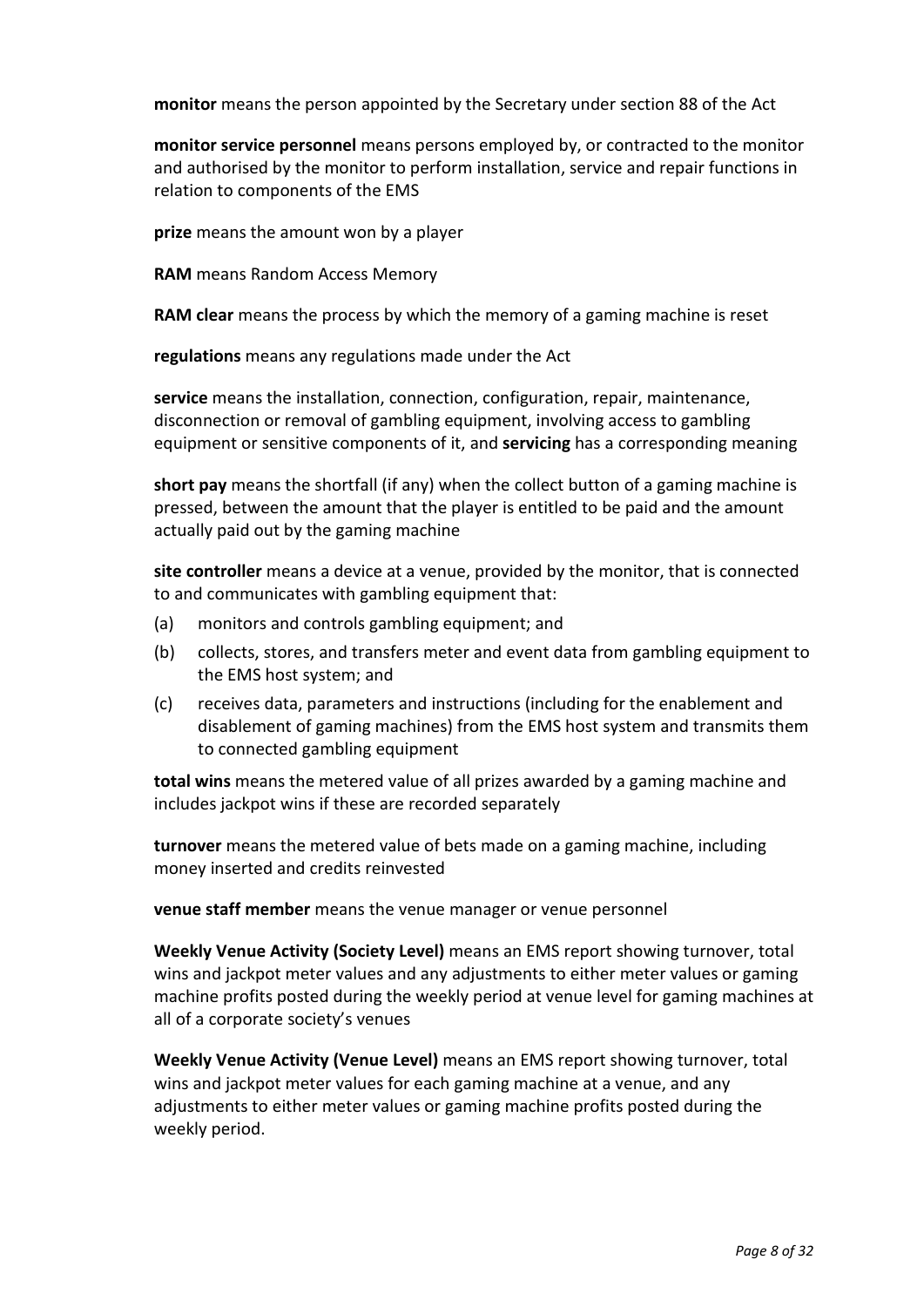**monitor** means the person appointed by the Secretary under section 88 of the Act

**monitor service personnel** means persons employed by, or contracted to the monitor and authorised by the monitor to perform installation, service and repair functions in relation to components of the EMS

**prize** means the amount won by a player

**RAM** means Random Access Memory

**RAM clear** means the process by which the memory of a gaming machine is reset

**regulations** means any regulations made under the Act

**service** means the installation, connection, configuration, repair, maintenance, disconnection or removal of gambling equipment, involving access to gambling equipment or sensitive components of it, and **servicing** has a corresponding meaning

**short pay** means the shortfall (if any) when the collect button of a gaming machine is pressed, between the amount that the player is entitled to be paid and the amount actually paid out by the gaming machine

**site controller** means a device at a venue, provided by the monitor, that is connected to and communicates with gambling equipment that:

(a) monitors and controls gambling equipment; and

(b) collects, stores, and transfers meter and event data from gambling equipment to the EMS host system; and

(c) receives data, parameters and instructions (including for the enablement and disablement of gaming machines) from the EMS host system and transmits them to connected gambling equipment

**total wins** means the metered value of all prizes awarded by a gaming machine and includes jackpot wins if these are recorded separately

**turnover** means the metered value of bets made on a gaming machine, including money inserted and credits reinvested

**venue staff member** means the venue manager or venue personnel

**Weekly Venue Activity (Society Level)** means an EMS report showing turnover, total wins and jackpot meter values and any adjustments to either meter values or gaming machine profits posted during the weekly period at venue level for gaming machines at all of a corporate society's venues

**Weekly Venue Activity (Venue Level)** means an EMS report showing turnover, total wins and jackpot meter values for each gaming machine at a venue, and any adjustments to either meter values or gaming machine profits posted during the weekly period.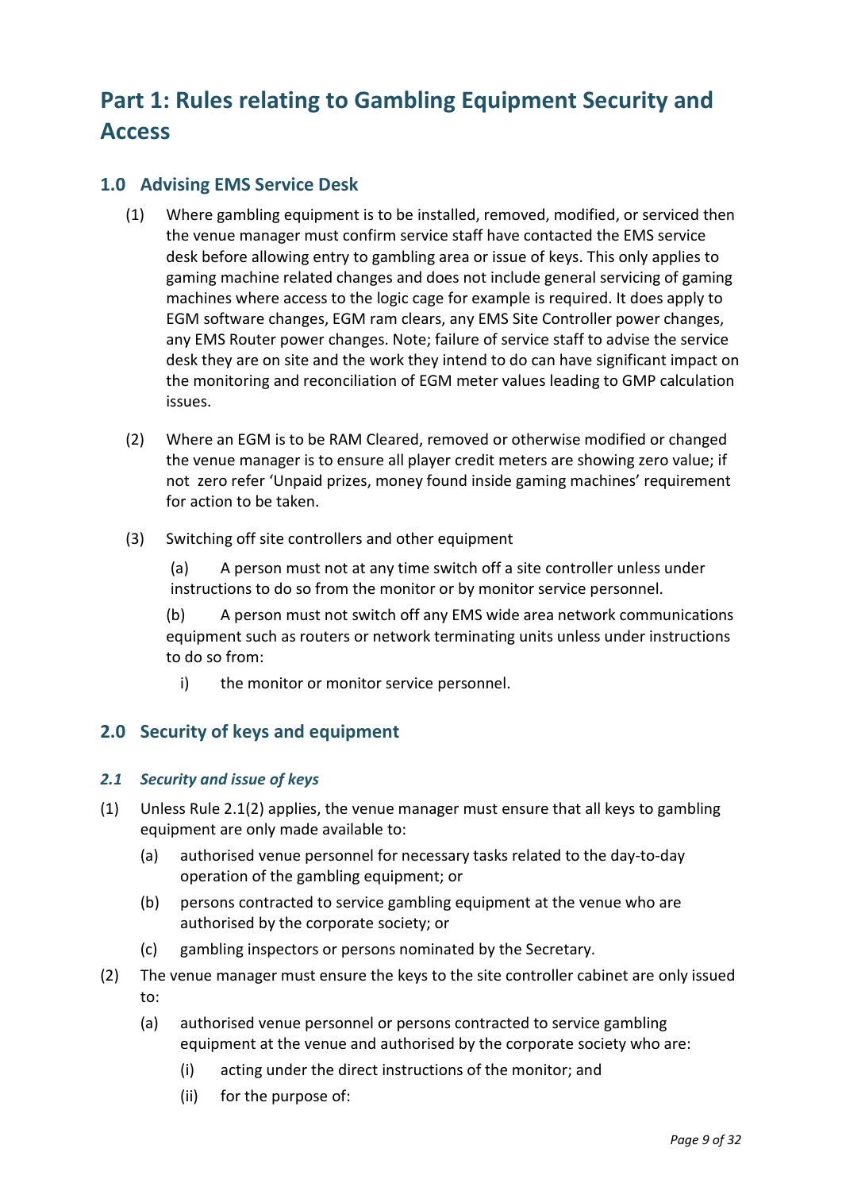# Part 1: Rules relating to Gambling Equipment Security and Access

## 1.0 Advising EMS Service Desk

(1) Where gambling equipment is to be installed, removed, modified, or serviced then the venue manager must confirm service staff have contacted the EMS service desk before allowing entry to gambling area or issue of keys. This only applies to gaming machine related changes and does not include general servicing of gaming machines where access to the logic cage for example is required. It does apply to EGM software changes, EGM ram clears, any EMS Site Controller power changes, any EMS Router power changes. Note; failure of service staff to advise the service desk they are on site and the work they intend to do can have significant impact on the monitoring and reconciliation of EGM meter values leading to GMP calculation issues.

(2) Where an EGM is to be RAM Cleared, removed or otherwise modified or changed the venue manager is to ensure all player credit meters are showing zero value; if not zero refer 'Unpaid prizes, money found inside gaming machines' requirement for action to be taken.

(3) Switching off site controllers and other equipment

(a) A person must not at any time switch off a site controller unless under instructions to do so from the monitor or by monitor service personnel.

(b) A person must not switch off any EMS wide area network communications equipment such as routers or network terminating units unless under instructions to do so from:

i) the monitor or monitor service personnel.

## 2.0 Security of keys and equipment

### *2.1 Security and issue of keys*

(1) Unless Rule 2.1(2) applies, the venue manager must ensure that all keys to gambling equipment are only made available to:

(a) authorised venue personnel for necessary tasks related to the day-to-day operation of the gambling equipment; or

(b) persons contracted to service gambling equipment at the venue who are authorised by the corporate society; or

(c) gambling inspectors or persons nominated by the Secretary.

(2) The venue manager must ensure the keys to the site controller cabinet are only issued to:

(a) authorised venue personnel or persons contracted to service gambling equipment at the venue and authorised by the corporate society who are:

(i) acting under the direct instructions of the monitor; and

(ii) for the purpose of: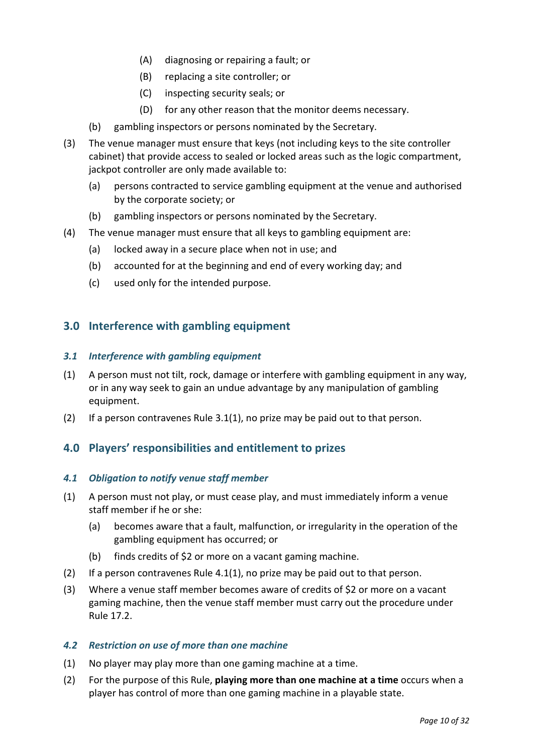(A) diagnosing or repairing a fault; or

(B) replacing a site controller; or

(C) inspecting security seals; or

(D) for any other reason that the monitor deems necessary.

(b) gambling inspectors or persons nominated by the Secretary.

(3) The venue manager must ensure that keys (not including keys to the site controller cabinet) that provide access to sealed or locked areas such as the logic compartment, jackpot controller are only made available to:

(a) persons contracted to service gambling equipment at the venue and authorised by the corporate society; or

(b) gambling inspectors or persons nominated by the Secretary.

(4) The venue manager must ensure that all keys to gambling equipment are:

(a) locked away in a secure place when not in use; and

(b) accounted for at the beginning and end of every working day; and

(c) used only for the intended purpose.

## 3.0 Interference with gambling equipment

### *3.1 Interference with gambling equipment*

(1) A person must not tilt, rock, damage or interfere with gambling equipment in any way, or in any way seek to gain an undue advantage by any manipulation of gambling equipment.

(2) If a person contravenes Rule 3.1(1), no prize may be paid out to that person.

## 4.0 Players' responsibilities and entitlement to prizes

### *4.1 Obligation to notify venue staff member*

(1) A person must not play, or must cease play, and must immediately inform a venue staff member if he or she:

(a) becomes aware that a fault, malfunction, or irregularity in the operation of the gambling equipment has occurred; or

(b) finds credits of $2 or more on a vacant gaming machine.

(2) If a person contravenes Rule 4.1(1), no prize may be paid out to that person.

(3) Where a venue staff member becomes aware of credits of $2 or more on a vacant gaming machine, then the venue staff member must carry out the procedure under Rule 17.2.

### *4.2 Restriction on use of more than one machine*

(1) No player may play more than one gaming machine at a time.

(2) For the purpose of this Rule, **playing more than one machine at a time** occurs when a player has control of more than one gaming machine in a playable state.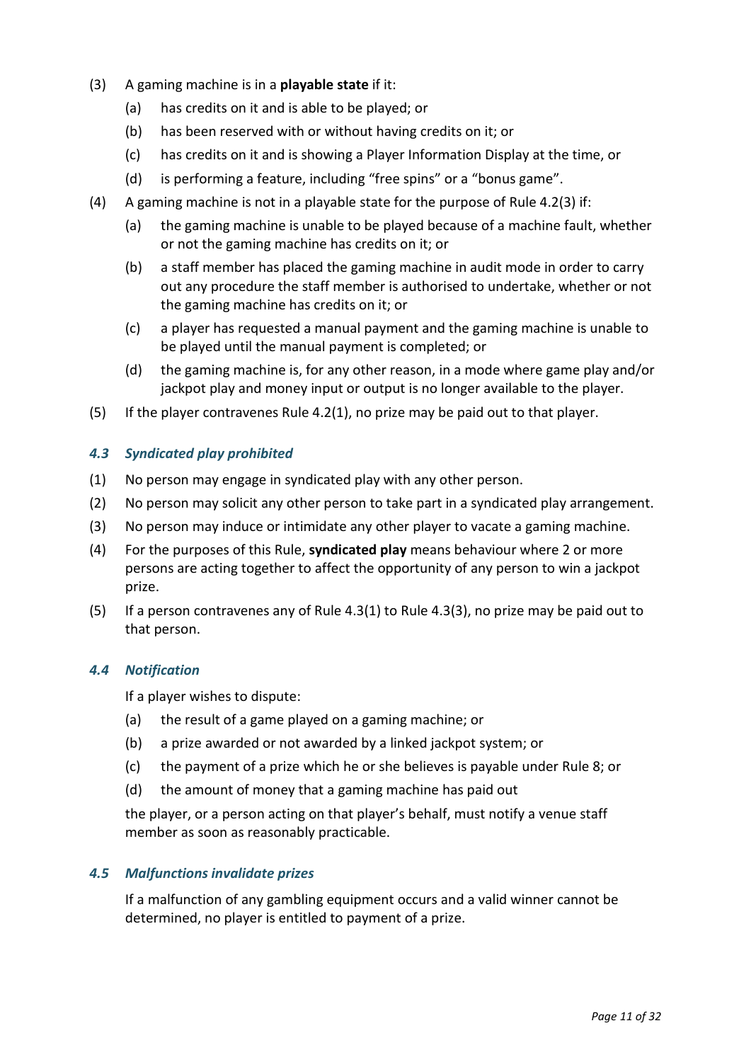(3) A gaming machine is in a **playable state** if it:

  (a) has credits on it and is able to be played; or

  (b) has been reserved with or without having credits on it; or

  (c) has credits on it and is showing a Player Information Display at the time, or

  (d) is performing a feature, including "free spins" or a "bonus game".

(4) A gaming machine is not in a playable state for the purpose of Rule 4.2(3) if:

  (a) the gaming machine is unable to be played because of a machine fault, whether or not the gaming machine has credits on it; or

  (b) a staff member has placed the gaming machine in audit mode in order to carry out any procedure the staff member is authorised to undertake, whether or not the gaming machine has credits on it; or

  (c) a player has requested a manual payment and the gaming machine is unable to be played until the manual payment is completed; or

  (d) the gaming machine is, for any other reason, in a mode where game play and/or jackpot play and money input or output is no longer available to the player.

(5) If the player contravenes Rule 4.2(1), no prize may be paid out to that player.

### *4.3 Syndicated play prohibited*

(1) No person may engage in syndicated play with any other person.

(2) No person may solicit any other person to take part in a syndicated play arrangement.

(3) No person may induce or intimidate any other player to vacate a gaming machine.

(4) For the purposes of this Rule, **syndicated play** means behaviour where 2 or more persons are acting together to affect the opportunity of any person to win a jackpot prize.

(5) If a person contravenes any of Rule 4.3(1) to Rule 4.3(3), no prize may be paid out to that person.

### *4.4 Notification*

If a player wishes to dispute:

  (a) the result of a game played on a gaming machine; or

  (b) a prize awarded or not awarded by a linked jackpot system; or

  (c) the payment of a prize which he or she believes is payable under Rule 8; or

  (d) the amount of money that a gaming machine has paid out

the player, or a person acting on that player's behalf, must notify a venue staff member as soon as reasonably practicable.

### *4.5 Malfunctions invalidate prizes*

If a malfunction of any gambling equipment occurs and a valid winner cannot be determined, no player is entitled to payment of a prize.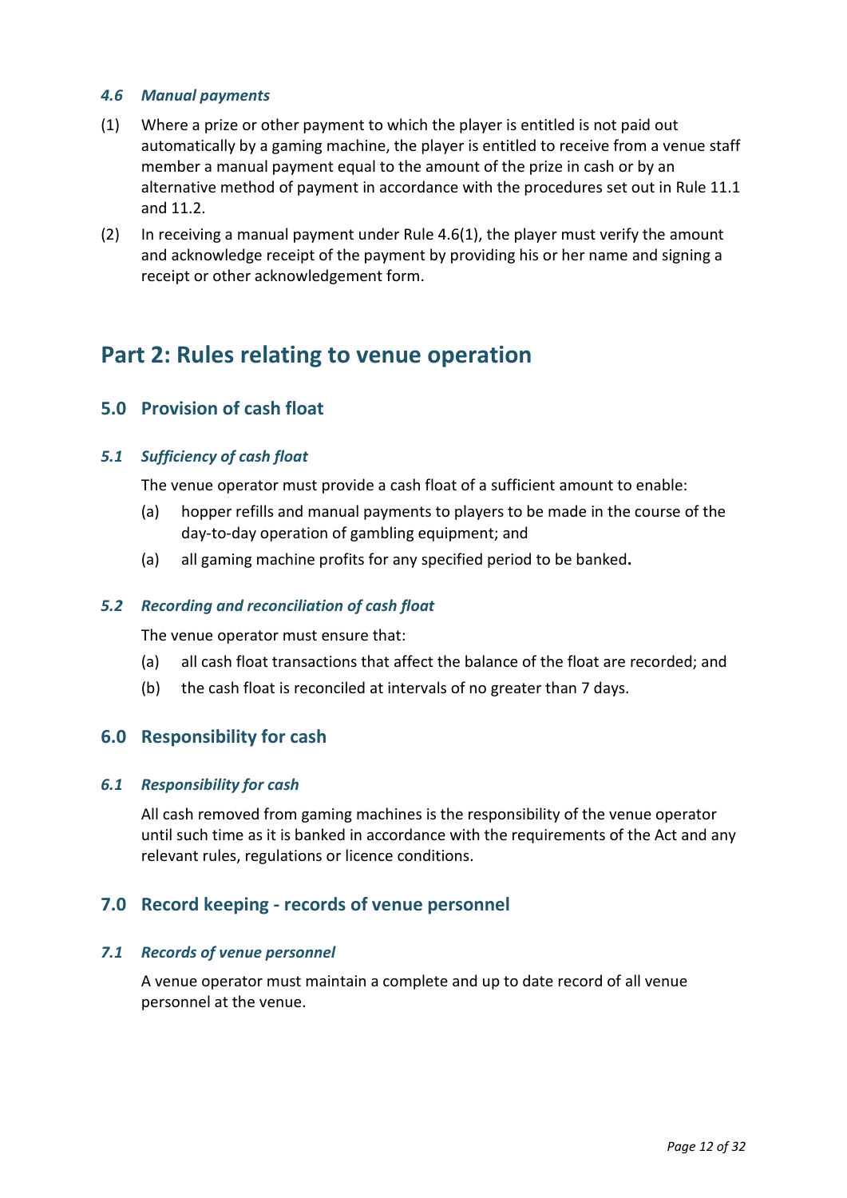#### *4.6 Manual payments*

(1) Where a prize or other payment to which the player is entitled is not paid out automatically by a gaming machine, the player is entitled to receive from a venue staff member a manual payment equal to the amount of the prize in cash or by an alternative method of payment in accordance with the procedures set out in Rule 11.1 and 11.2.

(2) In receiving a manual payment under Rule 4.6(1), the player must verify the amount and acknowledge receipt of the payment by providing his or her name and signing a receipt or other acknowledgement form.

# Part 2: Rules relating to venue operation

## 5.0 Provision of cash float

#### *5.1 Sufficiency of cash float*

The venue operator must provide a cash float of a sufficient amount to enable:

(a) hopper refills and manual payments to players to be made in the course of the day-to-day operation of gambling equipment; and

(a) all gaming machine profits for any specified period to be banked**.**

#### *5.2 Recording and reconciliation of cash float*

The venue operator must ensure that:

(a) all cash float transactions that affect the balance of the float are recorded; and

(b) the cash float is reconciled at intervals of no greater than 7 days.

## 6.0 Responsibility for cash

#### *6.1 Responsibility for cash*

All cash removed from gaming machines is the responsibility of the venue operator until such time as it is banked in accordance with the requirements of the Act and any relevant rules, regulations or licence conditions.

## 7.0 Record keeping - records of venue personnel

#### *7.1 Records of venue personnel*

A venue operator must maintain a complete and up to date record of all venue personnel at the venue.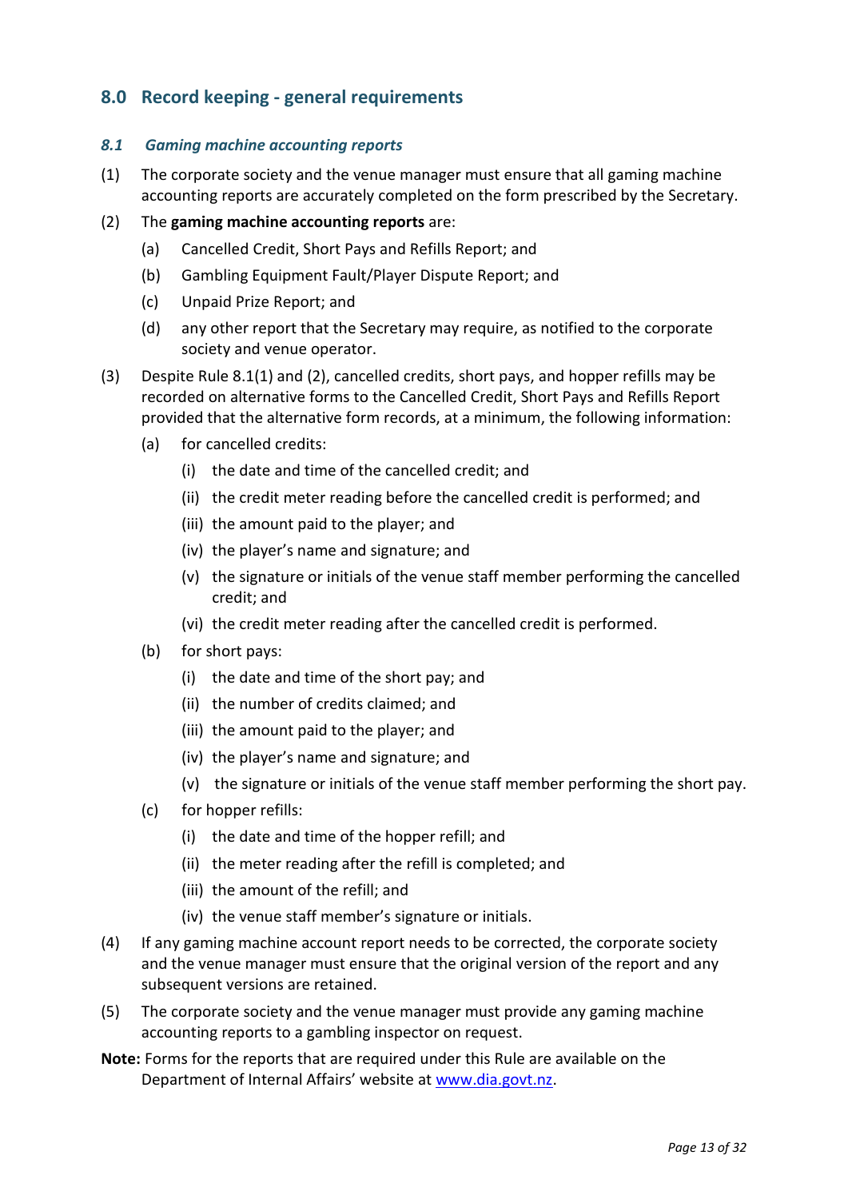## 8.0 Record keeping - general requirements

### *8.1 Gaming machine accounting reports*

(1) The corporate society and the venue manager must ensure that all gaming machine accounting reports are accurately completed on the form prescribed by the Secretary.

(2) The **gaming machine accounting reports** are:

  (a) Cancelled Credit, Short Pays and Refills Report; and

  (b) Gambling Equipment Fault/Player Dispute Report; and

  (c) Unpaid Prize Report; and

  (d) any other report that the Secretary may require, as notified to the corporate society and venue operator.

(3) Despite Rule 8.1(1) and (2), cancelled credits, short pays, and hopper refills may be recorded on alternative forms to the Cancelled Credit, Short Pays and Refills Report provided that the alternative form records, at a minimum, the following information:

  (a) for cancelled credits:

    (i) the date and time of the cancelled credit; and

    (ii) the credit meter reading before the cancelled credit is performed; and

    (iii) the amount paid to the player; and

    (iv) the player's name and signature; and

    (v) the signature or initials of the venue staff member performing the cancelled credit; and

    (vi) the credit meter reading after the cancelled credit is performed.

  (b) for short pays:

    (i) the date and time of the short pay; and

    (ii) the number of credits claimed; and

    (iii) the amount paid to the player; and

    (iv) the player's name and signature; and

    (v) the signature or initials of the venue staff member performing the short pay.

  (c) for hopper refills:

    (i) the date and time of the hopper refill; and

    (ii) the meter reading after the refill is completed; and

    (iii) the amount of the refill; and

    (iv) the venue staff member's signature or initials.

(4) If any gaming machine account report needs to be corrected, the corporate society and the venue manager must ensure that the original version of the report and any subsequent versions are retained.

(5) The corporate society and the venue manager must provide any gaming machine accounting reports to a gambling inspector on request.

**Note:** Forms for the reports that are required under this Rule are available on the Department of Internal Affairs' website at [www.dia.govt.nz](http://www.dia.govt.nz).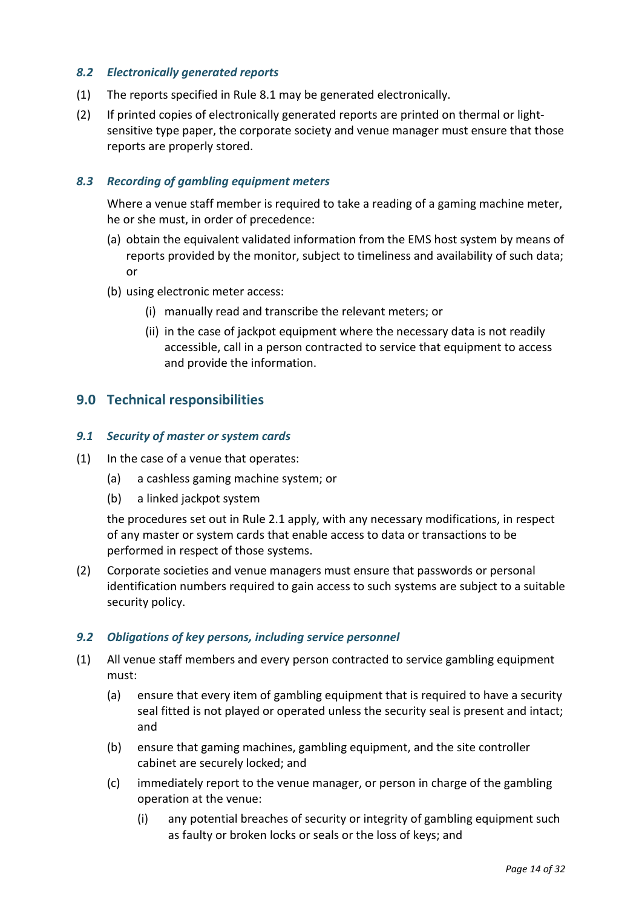### *8.2 Electronically generated reports*

(1) The reports specified in Rule 8.1 may be generated electronically.

(2) If printed copies of electronically generated reports are printed on thermal or light-sensitive type paper, the corporate society and venue manager must ensure that those reports are properly stored.

### *8.3 Recording of gambling equipment meters*

Where a venue staff member is required to take a reading of a gaming machine meter, he or she must, in order of precedence:

(a) obtain the equivalent validated information from the EMS host system by means of reports provided by the monitor, subject to timeliness and availability of such data; or

(b) using electronic meter access:

  (i) manually read and transcribe the relevant meters; or

  (ii) in the case of jackpot equipment where the necessary data is not readily accessible, call in a person contracted to service that equipment to access and provide the information.

## 9.0 Technical responsibilities

### *9.1 Security of master or system cards*

(1) In the case of a venue that operates:

  (a) a cashless gaming machine system; or

  (b) a linked jackpot system

the procedures set out in Rule 2.1 apply, with any necessary modifications, in respect of any master or system cards that enable access to data or transactions to be performed in respect of those systems.

(2) Corporate societies and venue managers must ensure that passwords or personal identification numbers required to gain access to such systems are subject to a suitable security policy.

### *9.2 Obligations of key persons, including service personnel*

(1) All venue staff members and every person contracted to service gambling equipment must:

  (a) ensure that every item of gambling equipment that is required to have a security seal fitted is not played or operated unless the security seal is present and intact; and

  (b) ensure that gaming machines, gambling equipment, and the site controller cabinet are securely locked; and

  (c) immediately report to the venue manager, or person in charge of the gambling operation at the venue:

    (i) any potential breaches of security or integrity of gambling equipment such as faulty or broken locks or seals or the loss of keys; and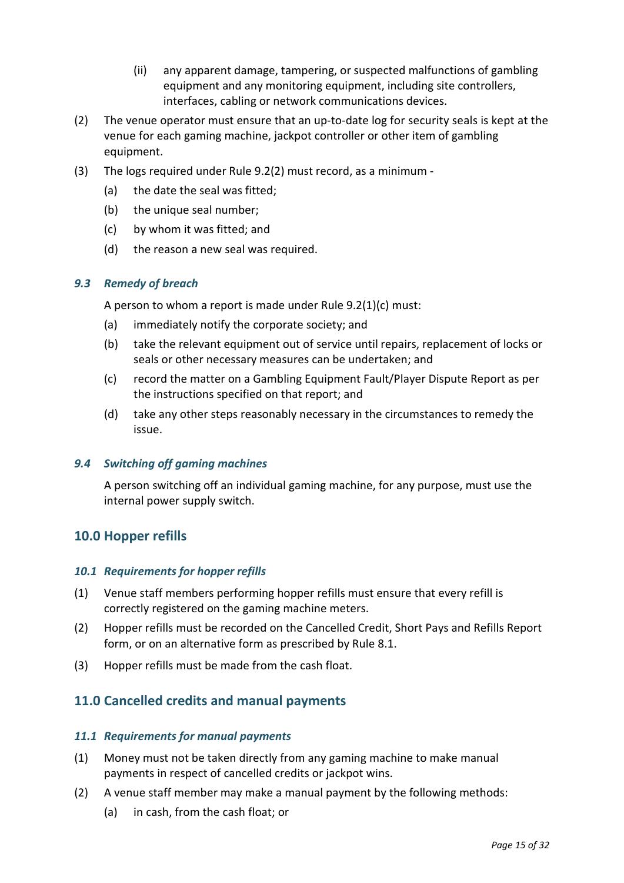(ii) any apparent damage, tampering, or suspected malfunctions of gambling equipment and any monitoring equipment, including site controllers, interfaces, cabling or network communications devices.

(2) The venue operator must ensure that an up-to-date log for security seals is kept at the venue for each gaming machine, jackpot controller or other item of gambling equipment.

(3) The logs required under Rule 9.2(2) must record, as a minimum -

- (a) the date the seal was fitted;
- (b) the unique seal number;
- (c) by whom it was fitted; and
- (d) the reason a new seal was required.

### *9.3 Remedy of breach*

A person to whom a report is made under Rule 9.2(1)(c) must:

- (a) immediately notify the corporate society; and
- (b) take the relevant equipment out of service until repairs, replacement of locks or seals or other necessary measures can be undertaken; and
- (c) record the matter on a Gambling Equipment Fault/Player Dispute Report as per the instructions specified on that report; and
- (d) take any other steps reasonably necessary in the circumstances to remedy the issue.

### *9.4 Switching off gaming machines*

A person switching off an individual gaming machine, for any purpose, must use the internal power supply switch.

## 10.0 Hopper refills

### *10.1 Requirements for hopper refills*

(1) Venue staff members performing hopper refills must ensure that every refill is correctly registered on the gaming machine meters.

(2) Hopper refills must be recorded on the Cancelled Credit, Short Pays and Refills Report form, or on an alternative form as prescribed by Rule 8.1.

(3) Hopper refills must be made from the cash float.

## 11.0 Cancelled credits and manual payments

### *11.1 Requirements for manual payments*

(1) Money must not be taken directly from any gaming machine to make manual payments in respect of cancelled credits or jackpot wins.

(2) A venue staff member may make a manual payment by the following methods:

- (a) in cash, from the cash float; or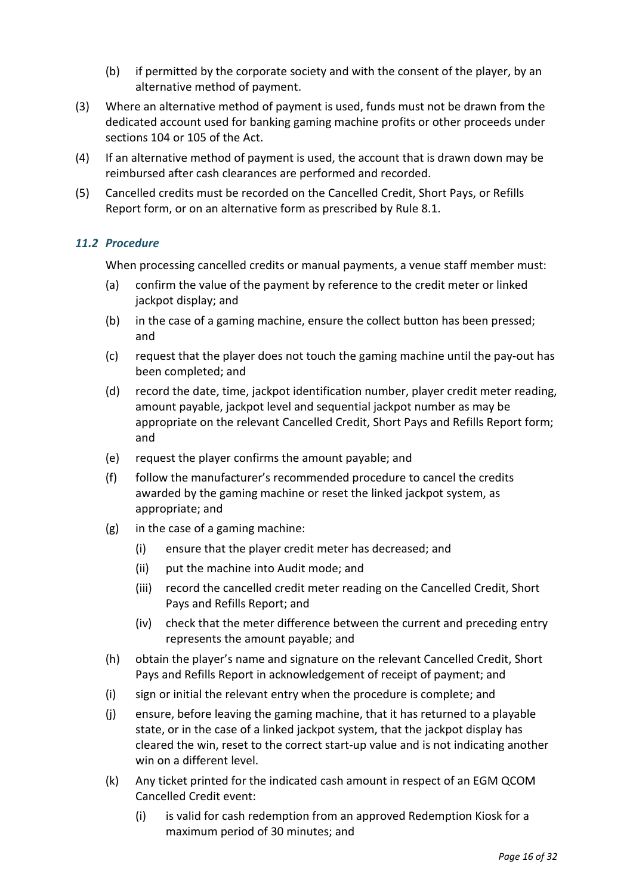(b) if permitted by the corporate society and with the consent of the player, by an alternative method of payment.

(3) Where an alternative method of payment is used, funds must not be drawn from the dedicated account used for banking gaming machine profits or other proceeds under sections 104 or 105 of the Act.

(4) If an alternative method of payment is used, the account that is drawn down may be reimbursed after cash clearances are performed and recorded.

(5) Cancelled credits must be recorded on the Cancelled Credit, Short Pays, or Refills Report form, or on an alternative form as prescribed by Rule 8.1.

### *11.2 Procedure*

When processing cancelled credits or manual payments, a venue staff member must:

(a) confirm the value of the payment by reference to the credit meter or linked jackpot display; and

(b) in the case of a gaming machine, ensure the collect button has been pressed; and

(c) request that the player does not touch the gaming machine until the pay-out has been completed; and

(d) record the date, time, jackpot identification number, player credit meter reading, amount payable, jackpot level and sequential jackpot number as may be appropriate on the relevant Cancelled Credit, Short Pays and Refills Report form; and

(e) request the player confirms the amount payable; and

(f) follow the manufacturer's recommended procedure to cancel the credits awarded by the gaming machine or reset the linked jackpot system, as appropriate; and

(g) in the case of a gaming machine:

   (i) ensure that the player credit meter has decreased; and

   (ii) put the machine into Audit mode; and

   (iii) record the cancelled credit meter reading on the Cancelled Credit, Short Pays and Refills Report; and

   (iv) check that the meter difference between the current and preceding entry represents the amount payable; and

(h) obtain the player's name and signature on the relevant Cancelled Credit, Short Pays and Refills Report in acknowledgement of receipt of payment; and

(i) sign or initial the relevant entry when the procedure is complete; and

(j) ensure, before leaving the gaming machine, that it has returned to a playable state, or in the case of a linked jackpot system, that the jackpot display has cleared the win, reset to the correct start-up value and is not indicating another win on a different level.

(k) Any ticket printed for the indicated cash amount in respect of an EGM QCOM Cancelled Credit event:

   (i) is valid for cash redemption from an approved Redemption Kiosk for a maximum period of 30 minutes; and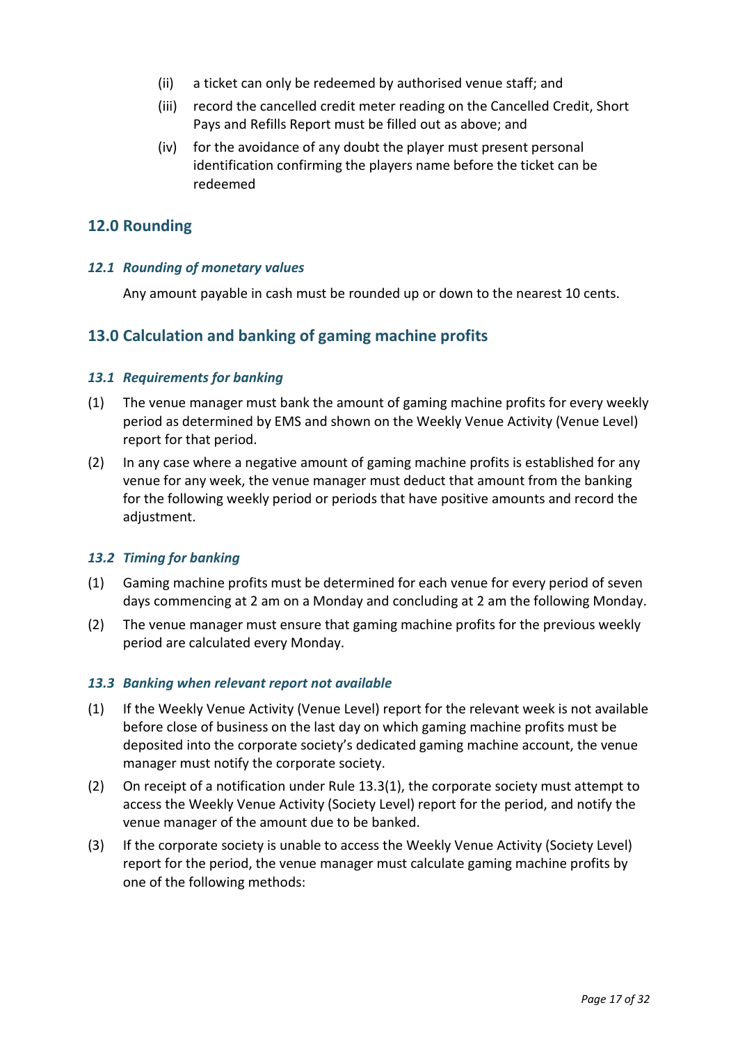(ii) a ticket can only be redeemed by authorised venue staff; and

(iii) record the cancelled credit meter reading on the Cancelled Credit, Short Pays and Refills Report must be filled out as above; and

(iv) for the avoidance of any doubt the player must present personal identification confirming the players name before the ticket can be redeemed

## 12.0 Rounding

### *12.1 Rounding of monetary values*

Any amount payable in cash must be rounded up or down to the nearest 10 cents.

## 13.0 Calculation and banking of gaming machine profits

### *13.1 Requirements for banking*

(1) The venue manager must bank the amount of gaming machine profits for every weekly period as determined by EMS and shown on the Weekly Venue Activity (Venue Level) report for that period.

(2) In any case where a negative amount of gaming machine profits is established for any venue for any week, the venue manager must deduct that amount from the banking for the following weekly period or periods that have positive amounts and record the adjustment.

### *13.2 Timing for banking*

(1) Gaming machine profits must be determined for each venue for every period of seven days commencing at 2 am on a Monday and concluding at 2 am the following Monday.

(2) The venue manager must ensure that gaming machine profits for the previous weekly period are calculated every Monday.

### *13.3 Banking when relevant report not available*

(1) If the Weekly Venue Activity (Venue Level) report for the relevant week is not available before close of business on the last day on which gaming machine profits must be deposited into the corporate society's dedicated gaming machine account, the venue manager must notify the corporate society.

(2) On receipt of a notification under Rule 13.3(1), the corporate society must attempt to access the Weekly Venue Activity (Society Level) report for the period, and notify the venue manager of the amount due to be banked.

(3) If the corporate society is unable to access the Weekly Venue Activity (Society Level) report for the period, the venue manager must calculate gaming machine profits by one of the following methods: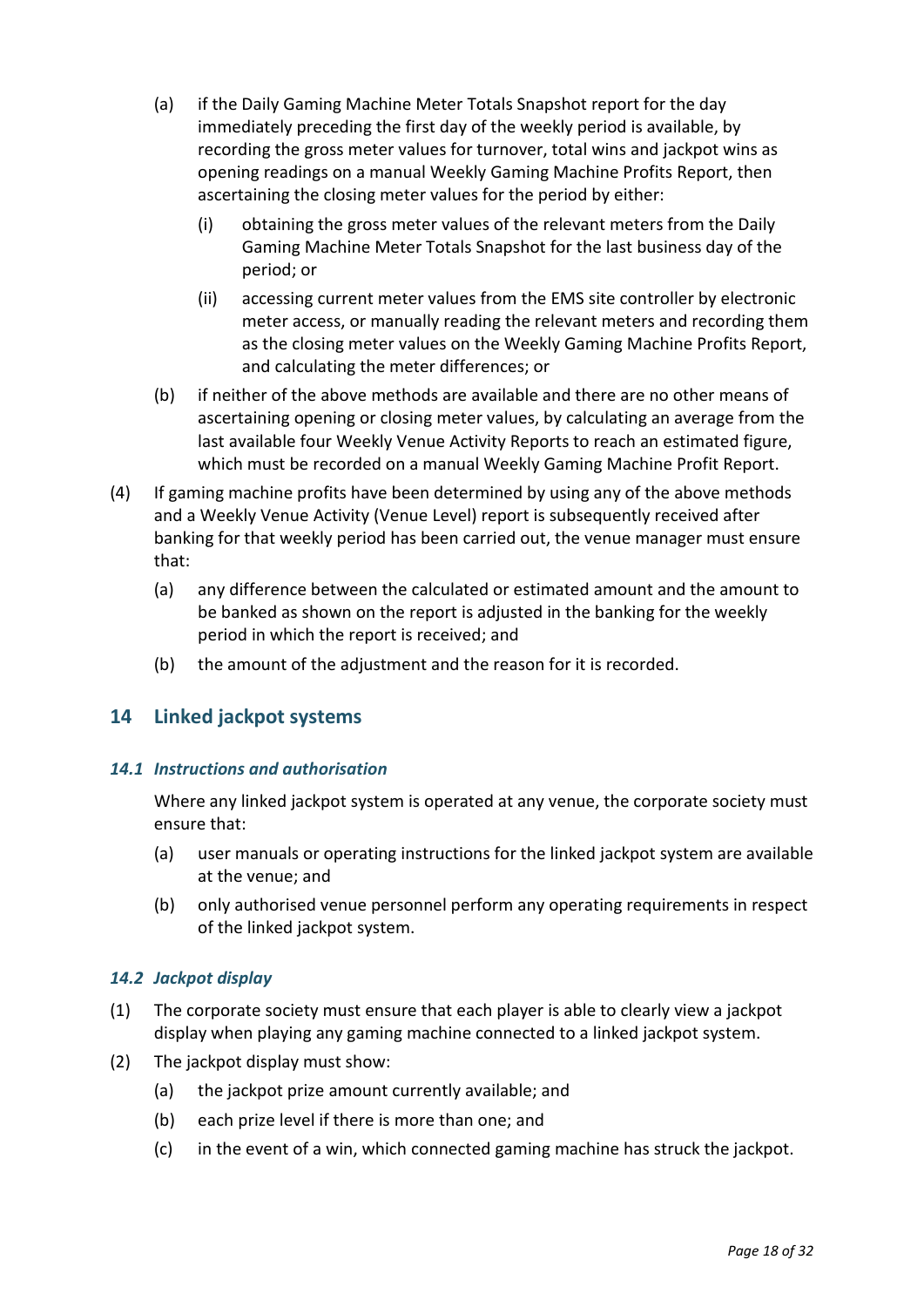(a) if the Daily Gaming Machine Meter Totals Snapshot report for the day immediately preceding the first day of the weekly period is available, by recording the gross meter values for turnover, total wins and jackpot wins as opening readings on a manual Weekly Gaming Machine Profits Report, then ascertaining the closing meter values for the period by either:

   (i) obtaining the gross meter values of the relevant meters from the Daily Gaming Machine Meter Totals Snapshot for the last business day of the period; or

   (ii) accessing current meter values from the EMS site controller by electronic meter access, or manually reading the relevant meters and recording them as the closing meter values on the Weekly Gaming Machine Profits Report, and calculating the meter differences; or

(b) if neither of the above methods are available and there are no other means of ascertaining opening or closing meter values, by calculating an average from the last available four Weekly Venue Activity Reports to reach an estimated figure, which must be recorded on a manual Weekly Gaming Machine Profit Report.

(4) If gaming machine profits have been determined by using any of the above methods and a Weekly Venue Activity (Venue Level) report is subsequently received after banking for that weekly period has been carried out, the venue manager must ensure that:

   (a) any difference between the calculated or estimated amount and the amount to be banked as shown on the report is adjusted in the banking for the weekly period in which the report is received; and

   (b) the amount of the adjustment and the reason for it is recorded.

## 14 Linked jackpot systems

### *14.1 Instructions and authorisation*

Where any linked jackpot system is operated at any venue, the corporate society must ensure that:

(a) user manuals or operating instructions for the linked jackpot system are available at the venue; and

(b) only authorised venue personnel perform any operating requirements in respect of the linked jackpot system.

### *14.2 Jackpot display*

(1) The corporate society must ensure that each player is able to clearly view a jackpot display when playing any gaming machine connected to a linked jackpot system.

(2) The jackpot display must show:

   (a) the jackpot prize amount currently available; and

   (b) each prize level if there is more than one; and

   (c) in the event of a win, which connected gaming machine has struck the jackpot.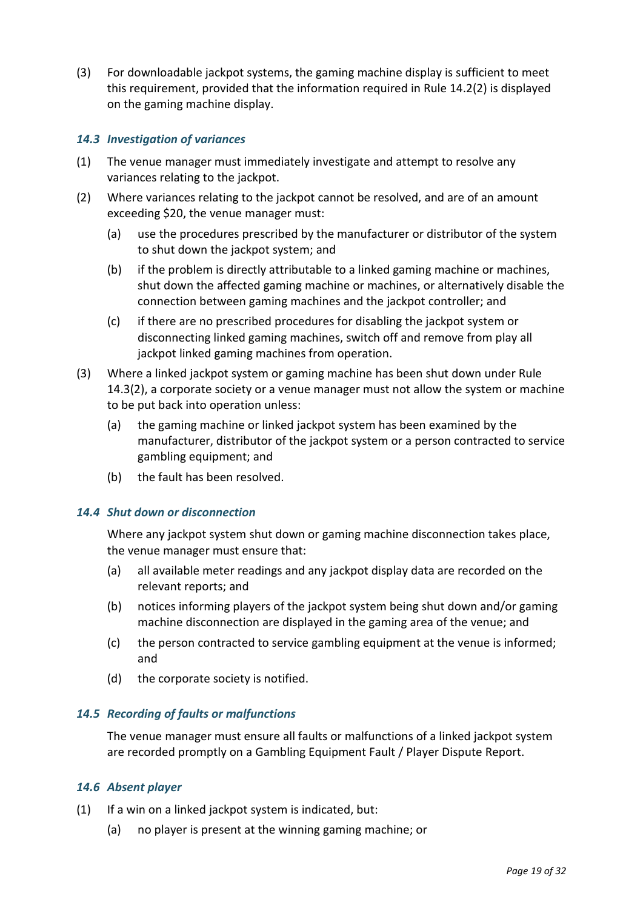(3) For downloadable jackpot systems, the gaming machine display is sufficient to meet this requirement, provided that the information required in Rule 14.2(2) is displayed on the gaming machine display.

### *14.3 Investigation of variances*

(1) The venue manager must immediately investigate and attempt to resolve any variances relating to the jackpot.

(2) Where variances relating to the jackpot cannot be resolved, and are of an amount exceeding $20, the venue manager must:

   (a) use the procedures prescribed by the manufacturer or distributor of the system to shut down the jackpot system; and

   (b) if the problem is directly attributable to a linked gaming machine or machines, shut down the affected gaming machine or machines, or alternatively disable the connection between gaming machines and the jackpot controller; and

   (c) if there are no prescribed procedures for disabling the jackpot system or disconnecting linked gaming machines, switch off and remove from play all jackpot linked gaming machines from operation.

(3) Where a linked jackpot system or gaming machine has been shut down under Rule 14.3(2), a corporate society or a venue manager must not allow the system or machine to be put back into operation unless:

   (a) the gaming machine or linked jackpot system has been examined by the manufacturer, distributor of the jackpot system or a person contracted to service gambling equipment; and

   (b) the fault has been resolved.

### *14.4 Shut down or disconnection*

Where any jackpot system shut down or gaming machine disconnection takes place, the venue manager must ensure that:

   (a) all available meter readings and any jackpot display data are recorded on the relevant reports; and

   (b) notices informing players of the jackpot system being shut down and/or gaming machine disconnection are displayed in the gaming area of the venue; and

   (c) the person contracted to service gambling equipment at the venue is informed; and

   (d) the corporate society is notified.

### *14.5 Recording of faults or malfunctions*

The venue manager must ensure all faults or malfunctions of a linked jackpot system are recorded promptly on a Gambling Equipment Fault / Player Dispute Report.

### *14.6 Absent player*

(1) If a win on a linked jackpot system is indicated, but:

   (a) no player is present at the winning gaming machine; or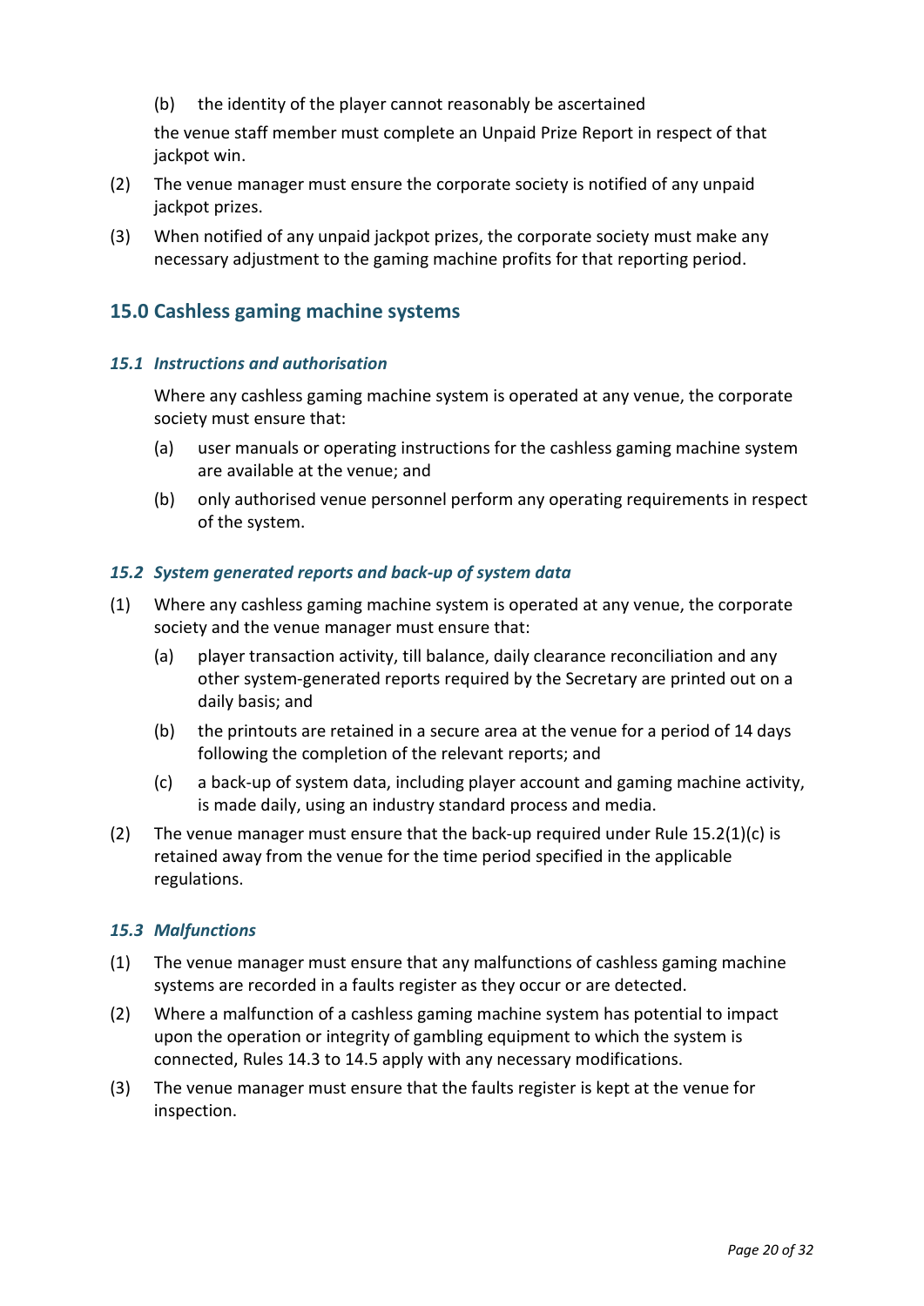(b) the identity of the player cannot reasonably be ascertained

the venue staff member must complete an Unpaid Prize Report in respect of that jackpot win.

(2) The venue manager must ensure the corporate society is notified of any unpaid jackpot prizes.

(3) When notified of any unpaid jackpot prizes, the corporate society must make any necessary adjustment to the gaming machine profits for that reporting period.

## 15.0 Cashless gaming machine systems

### *15.1 Instructions and authorisation*

Where any cashless gaming machine system is operated at any venue, the corporate society must ensure that:

(a) user manuals or operating instructions for the cashless gaming machine system are available at the venue; and

(b) only authorised venue personnel perform any operating requirements in respect of the system.

### *15.2 System generated reports and back-up of system data*

(1) Where any cashless gaming machine system is operated at any venue, the corporate society and the venue manager must ensure that:

(a) player transaction activity, till balance, daily clearance reconciliation and any other system-generated reports required by the Secretary are printed out on a daily basis; and

(b) the printouts are retained in a secure area at the venue for a period of 14 days following the completion of the relevant reports; and

(c) a back-up of system data, including player account and gaming machine activity, is made daily, using an industry standard process and media.

(2) The venue manager must ensure that the back-up required under Rule 15.2(1)(c) is retained away from the venue for the time period specified in the applicable regulations.

### *15.3 Malfunctions*

(1) The venue manager must ensure that any malfunctions of cashless gaming machine systems are recorded in a faults register as they occur or are detected.

(2) Where a malfunction of a cashless gaming machine system has potential to impact upon the operation or integrity of gambling equipment to which the system is connected, Rules 14.3 to 14.5 apply with any necessary modifications.

(3) The venue manager must ensure that the faults register is kept at the venue for inspection.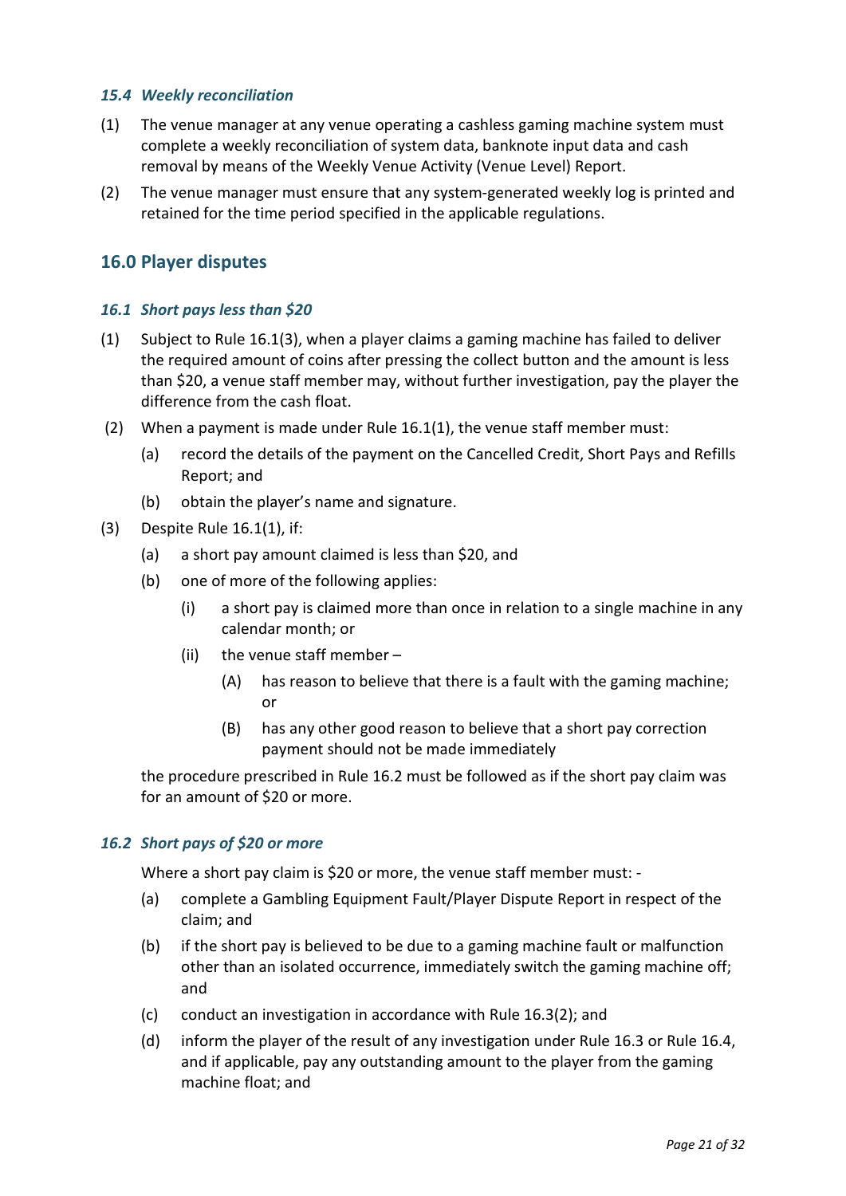### *15.4 Weekly reconciliation*

(1) The venue manager at any venue operating a cashless gaming machine system must complete a weekly reconciliation of system data, banknote input data and cash removal by means of the Weekly Venue Activity (Venue Level) Report.

(2) The venue manager must ensure that any system-generated weekly log is printed and retained for the time period specified in the applicable regulations.

## 16.0 Player disputes

### *16.1 Short pays less than $20*

(1) Subject to Rule 16.1(3), when a player claims a gaming machine has failed to deliver the required amount of coins after pressing the collect button and the amount is less than $20, a venue staff member may, without further investigation, pay the player the difference from the cash float.

(2) When a payment is made under Rule 16.1(1), the venue staff member must:

- (a) record the details of the payment on the Cancelled Credit, Short Pays and Refills Report; and
- (b) obtain the player's name and signature.

(3) Despite Rule 16.1(1), if:

- (a) a short pay amount claimed is less than $20, and
- (b) one of more of the following applies:
  - (i) a short pay is claimed more than once in relation to a single machine in any calendar month; or
  - (ii) the venue staff member –
    - (A) has reason to believe that there is a fault with the gaming machine; or
    - (B) has any other good reason to believe that a short pay correction payment should not be made immediately

the procedure prescribed in Rule 16.2 must be followed as if the short pay claim was for an amount of $20 or more.

### *16.2 Short pays of $20 or more*

Where a short pay claim is $20 or more, the venue staff member must: -

- (a) complete a Gambling Equipment Fault/Player Dispute Report in respect of the claim; and
- (b) if the short pay is believed to be due to a gaming machine fault or malfunction other than an isolated occurrence, immediately switch the gaming machine off; and
- (c) conduct an investigation in accordance with Rule 16.3(2); and
- (d) inform the player of the result of any investigation under Rule 16.3 or Rule 16.4, and if applicable, pay any outstanding amount to the player from the gaming machine float; and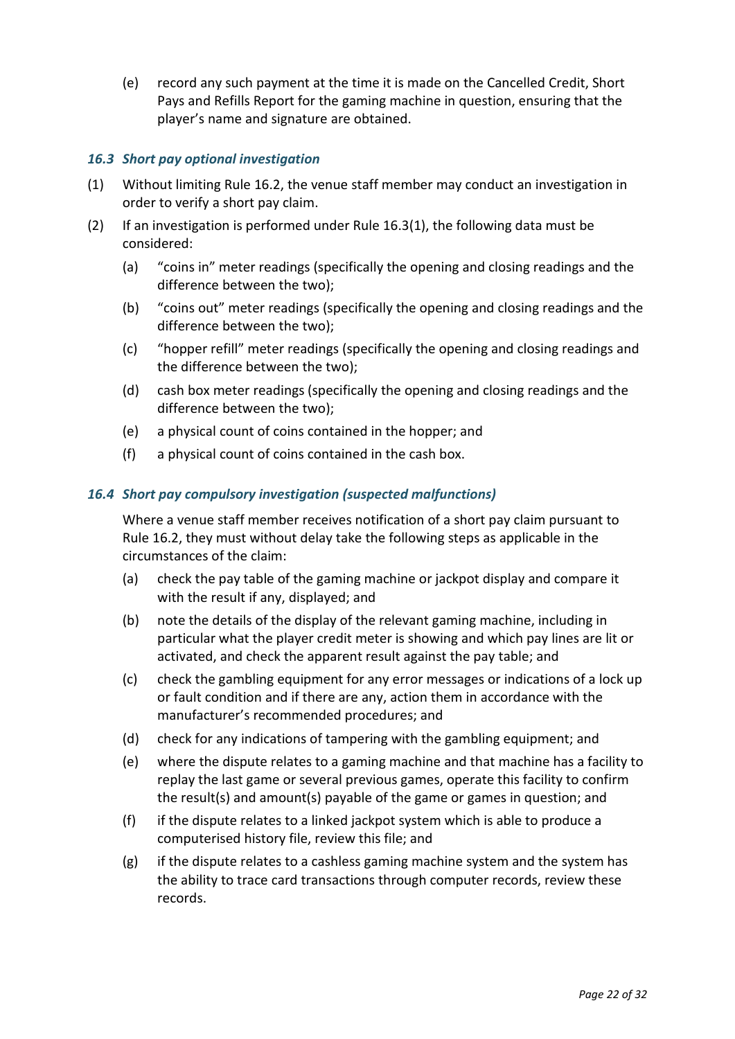(e) record any such payment at the time it is made on the Cancelled Credit, Short Pays and Refills Report for the gaming machine in question, ensuring that the player's name and signature are obtained.

### *16.3 Short pay optional investigation*

(1) Without limiting Rule 16.2, the venue staff member may conduct an investigation in order to verify a short pay claim.

(2) If an investigation is performed under Rule 16.3(1), the following data must be considered:

  (a) "coins in" meter readings (specifically the opening and closing readings and the difference between the two);

  (b) "coins out" meter readings (specifically the opening and closing readings and the difference between the two);

  (c) "hopper refill" meter readings (specifically the opening and closing readings and the difference between the two);

  (d) cash box meter readings (specifically the opening and closing readings and the difference between the two);

  (e) a physical count of coins contained in the hopper; and

  (f) a physical count of coins contained in the cash box.

### *16.4 Short pay compulsory investigation (suspected malfunctions)*

Where a venue staff member receives notification of a short pay claim pursuant to Rule 16.2, they must without delay take the following steps as applicable in the circumstances of the claim:

  (a) check the pay table of the gaming machine or jackpot display and compare it with the result if any, displayed; and

  (b) note the details of the display of the relevant gaming machine, including in particular what the player credit meter is showing and which pay lines are lit or activated, and check the apparent result against the pay table; and

  (c) check the gambling equipment for any error messages or indications of a lock up or fault condition and if there are any, action them in accordance with the manufacturer's recommended procedures; and

  (d) check for any indications of tampering with the gambling equipment; and

  (e) where the dispute relates to a gaming machine and that machine has a facility to replay the last game or several previous games, operate this facility to confirm the result(s) and amount(s) payable of the game or games in question; and

  (f) if the dispute relates to a linked jackpot system which is able to produce a computerised history file, review this file; and

  (g) if the dispute relates to a cashless gaming machine system and the system has the ability to trace card transactions through computer records, review these records.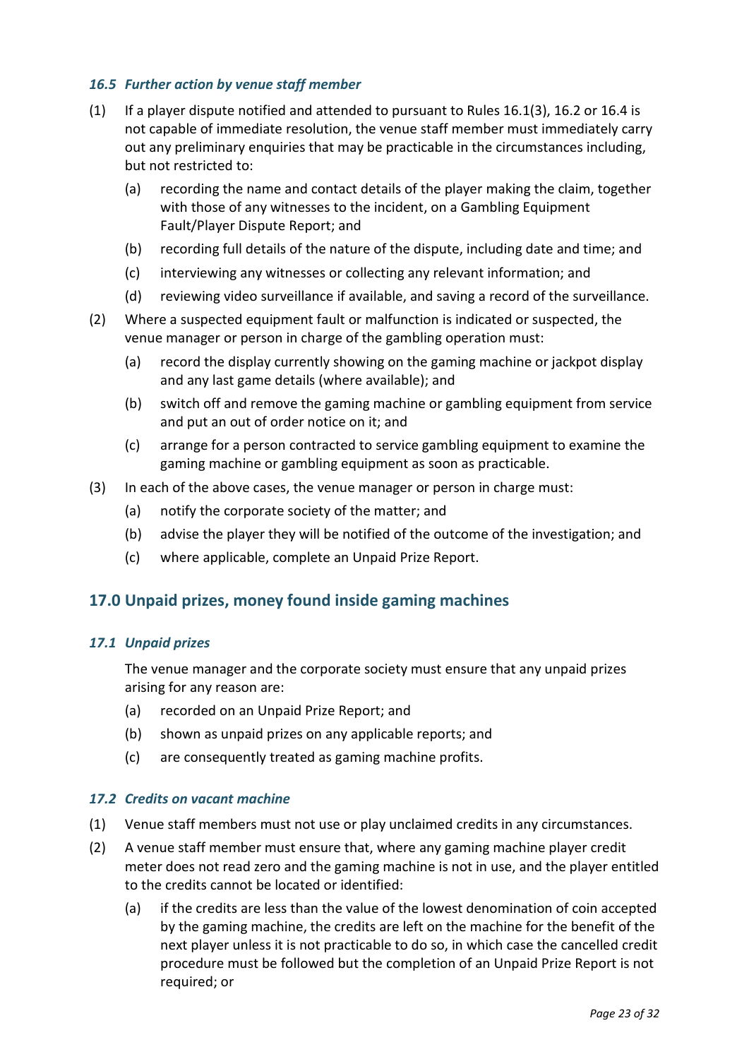### *16.5 Further action by venue staff member*

(1) If a player dispute notified and attended to pursuant to Rules 16.1(3), 16.2 or 16.4 is not capable of immediate resolution, the venue staff member must immediately carry out any preliminary enquiries that may be practicable in the circumstances including, but not restricted to:

   (a) recording the name and contact details of the player making the claim, together with those of any witnesses to the incident, on a Gambling Equipment Fault/Player Dispute Report; and

   (b) recording full details of the nature of the dispute, including date and time; and

   (c) interviewing any witnesses or collecting any relevant information; and

   (d) reviewing video surveillance if available, and saving a record of the surveillance.

(2) Where a suspected equipment fault or malfunction is indicated or suspected, the venue manager or person in charge of the gambling operation must:

   (a) record the display currently showing on the gaming machine or jackpot display and any last game details (where available); and

   (b) switch off and remove the gaming machine or gambling equipment from service and put an out of order notice on it; and

   (c) arrange for a person contracted to service gambling equipment to examine the gaming machine or gambling equipment as soon as practicable.

(3) In each of the above cases, the venue manager or person in charge must:

   (a) notify the corporate society of the matter; and

   (b) advise the player they will be notified of the outcome of the investigation; and

   (c) where applicable, complete an Unpaid Prize Report.

## 17.0 Unpaid prizes, money found inside gaming machines

### *17.1 Unpaid prizes*

The venue manager and the corporate society must ensure that any unpaid prizes arising for any reason are:

   (a) recorded on an Unpaid Prize Report; and

   (b) shown as unpaid prizes on any applicable reports; and

   (c) are consequently treated as gaming machine profits.

### *17.2 Credits on vacant machine*

(1) Venue staff members must not use or play unclaimed credits in any circumstances.

(2) A venue staff member must ensure that, where any gaming machine player credit meter does not read zero and the gaming machine is not in use, and the player entitled to the credits cannot be located or identified:

   (a) if the credits are less than the value of the lowest denomination of coin accepted by the gaming machine, the credits are left on the machine for the benefit of the next player unless it is not practicable to do so, in which case the cancelled credit procedure must be followed but the completion of an Unpaid Prize Report is not required; or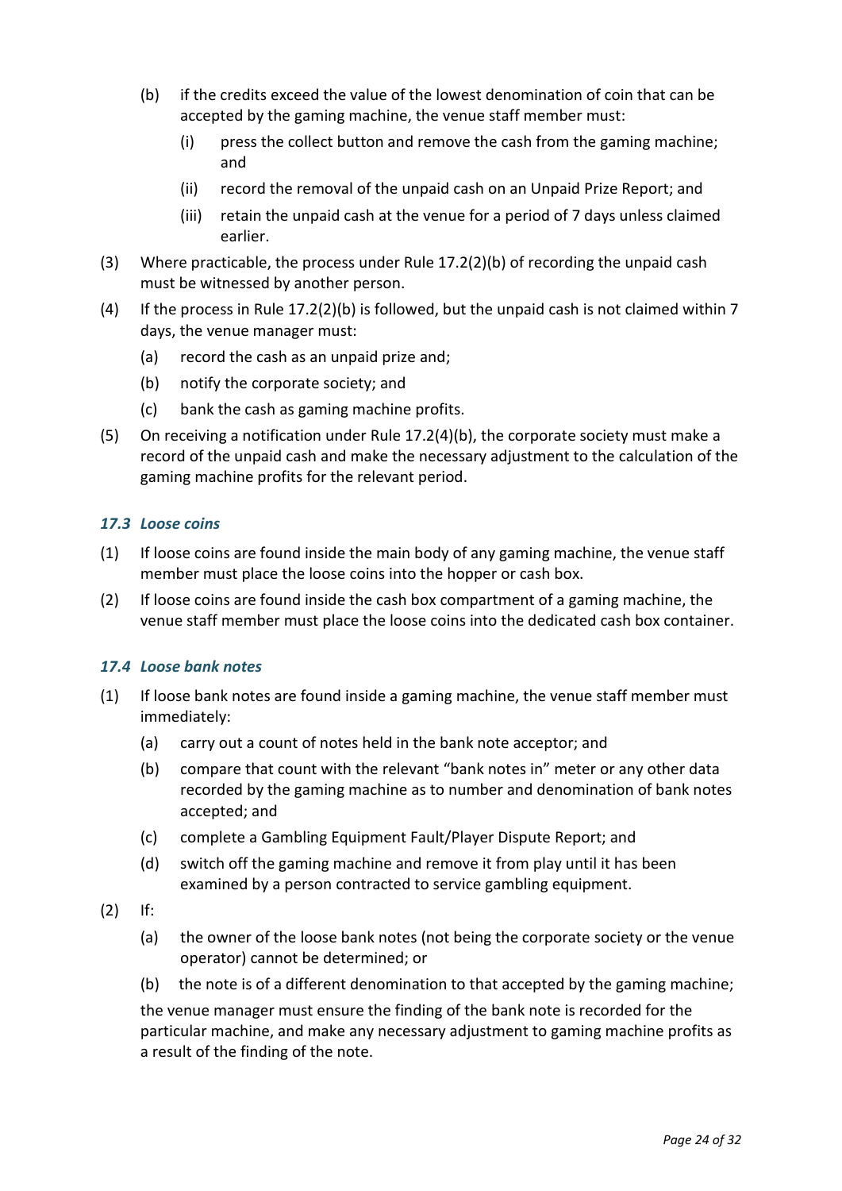(b) if the credits exceed the value of the lowest denomination of coin that can be accepted by the gaming machine, the venue staff member must:

   (i) press the collect button and remove the cash from the gaming machine; and

   (ii) record the removal of the unpaid cash on an Unpaid Prize Report; and

   (iii) retain the unpaid cash at the venue for a period of 7 days unless claimed earlier.

(3) Where practicable, the process under Rule 17.2(2)(b) of recording the unpaid cash must be witnessed by another person.

(4) If the process in Rule 17.2(2)(b) is followed, but the unpaid cash is not claimed within 7 days, the venue manager must:

   (a) record the cash as an unpaid prize and;

   (b) notify the corporate society; and

   (c) bank the cash as gaming machine profits.

(5) On receiving a notification under Rule 17.2(4)(b), the corporate society must make a record of the unpaid cash and make the necessary adjustment to the calculation of the gaming machine profits for the relevant period.

### *17.3 Loose coins*

(1) If loose coins are found inside the main body of any gaming machine, the venue staff member must place the loose coins into the hopper or cash box.

(2) If loose coins are found inside the cash box compartment of a gaming machine, the venue staff member must place the loose coins into the dedicated cash box container.

### *17.4 Loose bank notes*

(1) If loose bank notes are found inside a gaming machine, the venue staff member must immediately:

   (a) carry out a count of notes held in the bank note acceptor; and

   (b) compare that count with the relevant "bank notes in" meter or any other data recorded by the gaming machine as to number and denomination of bank notes accepted; and

   (c) complete a Gambling Equipment Fault/Player Dispute Report; and

   (d) switch off the gaming machine and remove it from play until it has been examined by a person contracted to service gambling equipment.

(2) If:

   (a) the owner of the loose bank notes (not being the corporate society or the venue operator) cannot be determined; or

   (b) the note is of a different denomination to that accepted by the gaming machine;

   the venue manager must ensure the finding of the bank note is recorded for the particular machine, and make any necessary adjustment to gaming machine profits as a result of the finding of the note.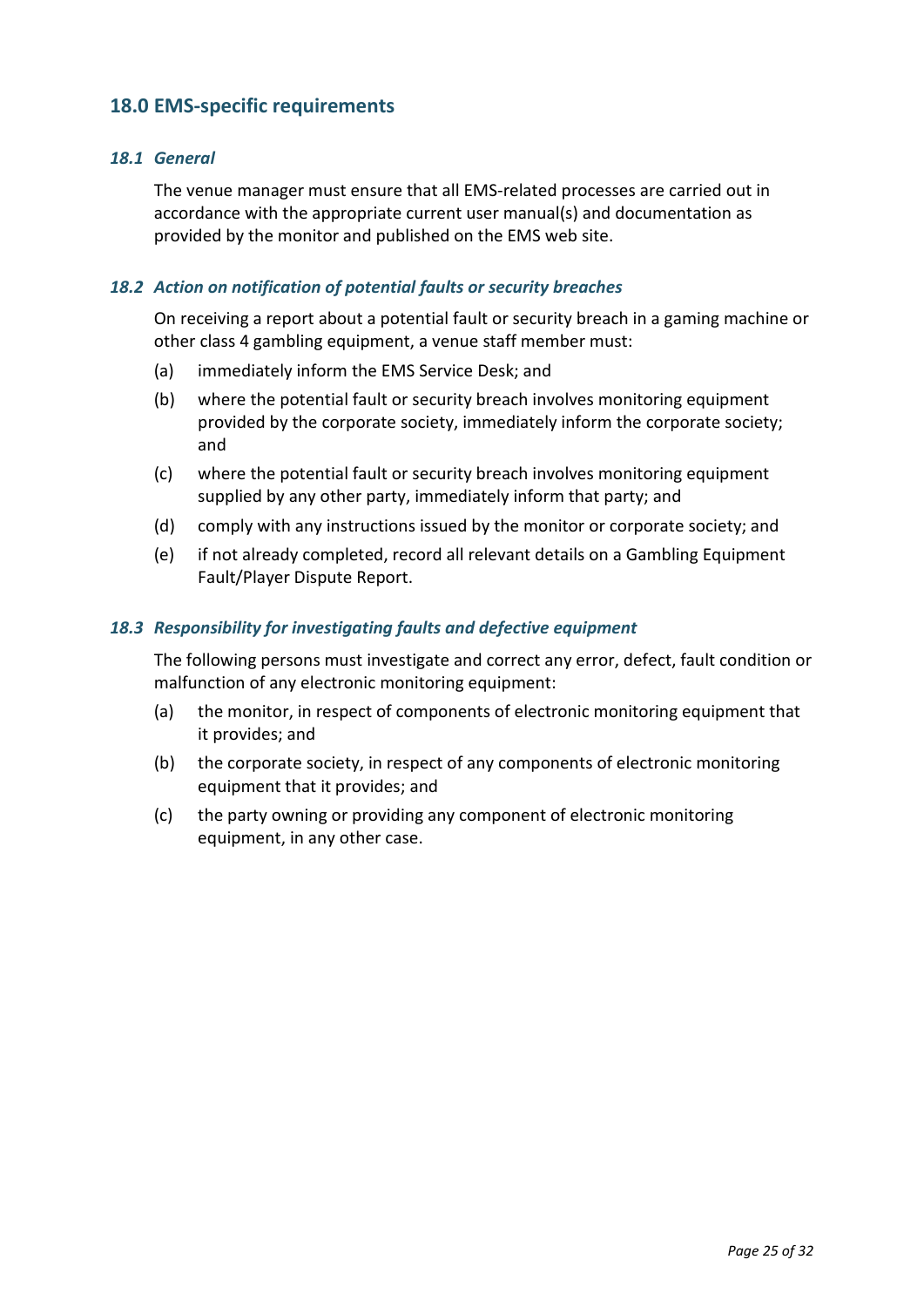## 18.0 EMS-specific requirements

### *18.1 General*

The venue manager must ensure that all EMS-related processes are carried out in accordance with the appropriate current user manual(s) and documentation as provided by the monitor and published on the EMS web site.

### *18.2 Action on notification of potential faults or security breaches*

On receiving a report about a potential fault or security breach in a gaming machine or other class 4 gambling equipment, a venue staff member must:

(a) immediately inform the EMS Service Desk; and

(b) where the potential fault or security breach involves monitoring equipment provided by the corporate society, immediately inform the corporate society; and

(c) where the potential fault or security breach involves monitoring equipment supplied by any other party, immediately inform that party; and

(d) comply with any instructions issued by the monitor or corporate society; and

(e) if not already completed, record all relevant details on a Gambling Equipment Fault/Player Dispute Report.

### *18.3 Responsibility for investigating faults and defective equipment*

The following persons must investigate and correct any error, defect, fault condition or malfunction of any electronic monitoring equipment:

(a) the monitor, in respect of components of electronic monitoring equipment that it provides; and

(b) the corporate society, in respect of any components of electronic monitoring equipment that it provides; and

(c) the party owning or providing any component of electronic monitoring equipment, in any other case.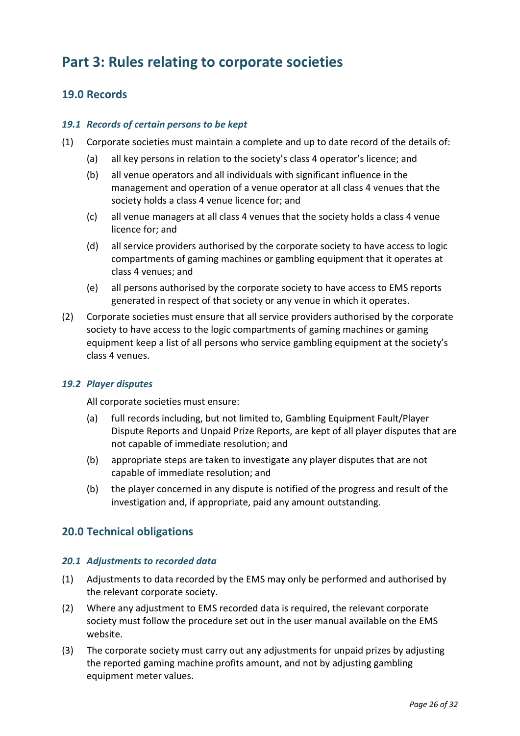# Part 3: Rules relating to corporate societies

## 19.0 Records

### *19.1 Records of certain persons to be kept*

(1) Corporate societies must maintain a complete and up to date record of the details of:

  (a) all key persons in relation to the society's class 4 operator's licence; and

  (b) all venue operators and all individuals with significant influence in the management and operation of a venue operator at all class 4 venues that the society holds a class 4 venue licence for; and

  (c) all venue managers at all class 4 venues that the society holds a class 4 venue licence for; and

  (d) all service providers authorised by the corporate society to have access to logic compartments of gaming machines or gambling equipment that it operates at class 4 venues; and

  (e) all persons authorised by the corporate society to have access to EMS reports generated in respect of that society or any venue in which it operates.

(2) Corporate societies must ensure that all service providers authorised by the corporate society to have access to the logic compartments of gaming machines or gaming equipment keep a list of all persons who service gambling equipment at the society's class 4 venues.

### *19.2 Player disputes*

All corporate societies must ensure:

  (a) full records including, but not limited to, Gambling Equipment Fault/Player Dispute Reports and Unpaid Prize Reports, are kept of all player disputes that are not capable of immediate resolution; and

  (b) appropriate steps are taken to investigate any player disputes that are not capable of immediate resolution; and

  (b) the player concerned in any dispute is notified of the progress and result of the investigation and, if appropriate, paid any amount outstanding.

## 20.0 Technical obligations

### *20.1 Adjustments to recorded data*

(1) Adjustments to data recorded by the EMS may only be performed and authorised by the relevant corporate society.

(2) Where any adjustment to EMS recorded data is required, the relevant corporate society must follow the procedure set out in the user manual available on the EMS website.

(3) The corporate society must carry out any adjustments for unpaid prizes by adjusting the reported gaming machine profits amount, and not by adjusting gambling equipment meter values.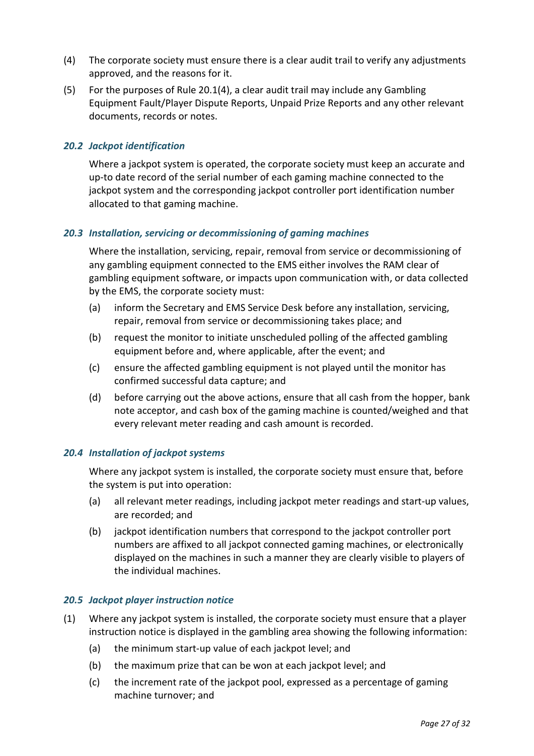(4) The corporate society must ensure there is a clear audit trail to verify any adjustments approved, and the reasons for it.

(5) For the purposes of Rule 20.1(4), a clear audit trail may include any Gambling Equipment Fault/Player Dispute Reports, Unpaid Prize Reports and any other relevant documents, records or notes.

### *20.2 Jackpot identification*

Where a jackpot system is operated, the corporate society must keep an accurate and up-to date record of the serial number of each gaming machine connected to the jackpot system and the corresponding jackpot controller port identification number allocated to that gaming machine.

### *20.3 Installation, servicing or decommissioning of gaming machines*

Where the installation, servicing, repair, removal from service or decommissioning of any gambling equipment connected to the EMS either involves the RAM clear of gambling equipment software, or impacts upon communication with, or data collected by the EMS, the corporate society must:

(a) inform the Secretary and EMS Service Desk before any installation, servicing, repair, removal from service or decommissioning takes place; and

(b) request the monitor to initiate unscheduled polling of the affected gambling equipment before and, where applicable, after the event; and

(c) ensure the affected gambling equipment is not played until the monitor has confirmed successful data capture; and

(d) before carrying out the above actions, ensure that all cash from the hopper, bank note acceptor, and cash box of the gaming machine is counted/weighed and that every relevant meter reading and cash amount is recorded.

### *20.4 Installation of jackpot systems*

Where any jackpot system is installed, the corporate society must ensure that, before the system is put into operation:

(a) all relevant meter readings, including jackpot meter readings and start-up values, are recorded; and

(b) jackpot identification numbers that correspond to the jackpot controller port numbers are affixed to all jackpot connected gaming machines, or electronically displayed on the machines in such a manner they are clearly visible to players of the individual machines.

### *20.5 Jackpot player instruction notice*

(1) Where any jackpot system is installed, the corporate society must ensure that a player instruction notice is displayed in the gambling area showing the following information:

(a) the minimum start-up value of each jackpot level; and

(b) the maximum prize that can be won at each jackpot level; and

(c) the increment rate of the jackpot pool, expressed as a percentage of gaming machine turnover; and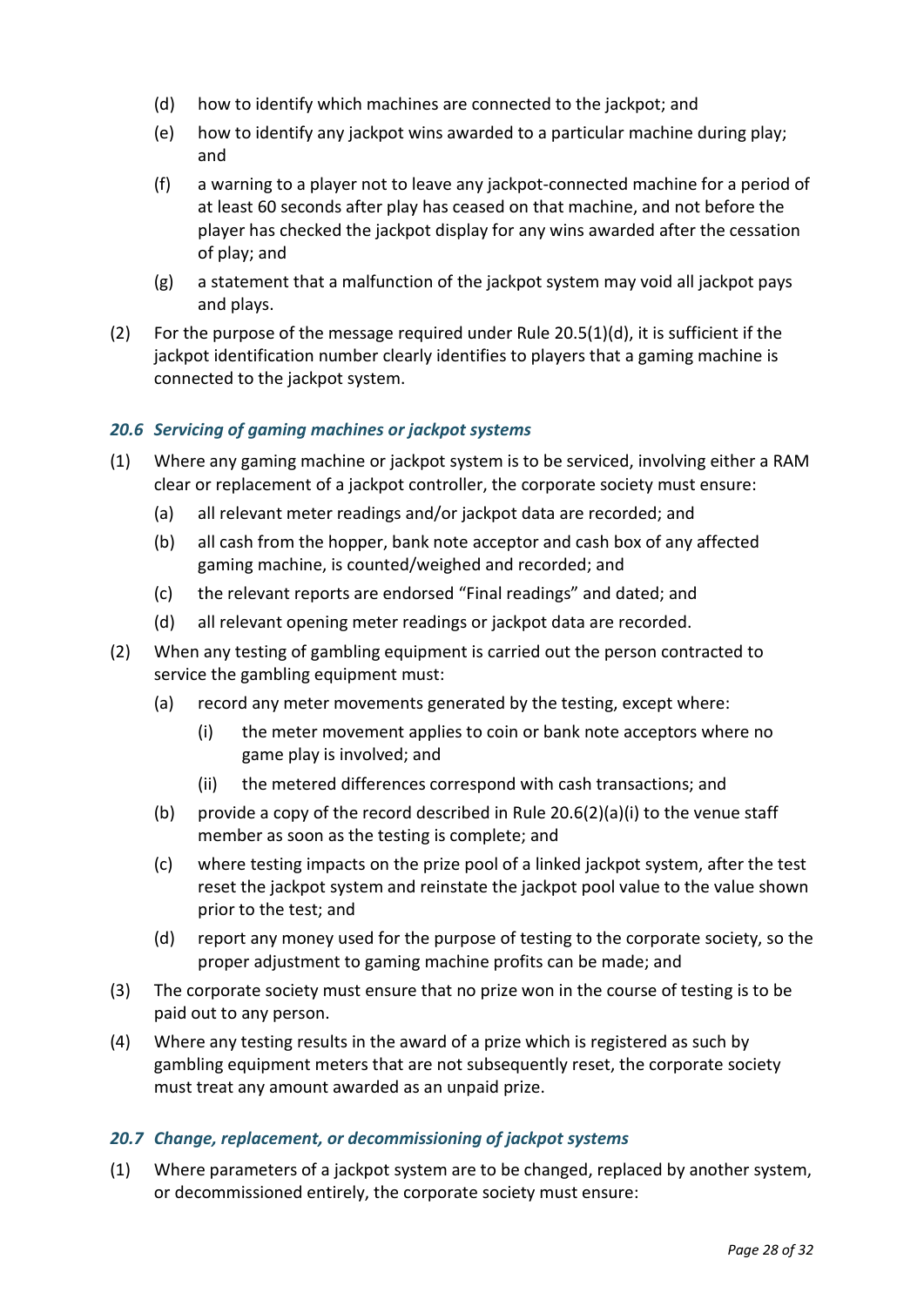(d) how to identify which machines are connected to the jackpot; and

(e) how to identify any jackpot wins awarded to a particular machine during play; and

(f) a warning to a player not to leave any jackpot-connected machine for a period of at least 60 seconds after play has ceased on that machine, and not before the player has checked the jackpot display for any wins awarded after the cessation of play; and

(g) a statement that a malfunction of the jackpot system may void all jackpot pays and plays.

(2) For the purpose of the message required under Rule 20.5(1)(d), it is sufficient if the jackpot identification number clearly identifies to players that a gaming machine is connected to the jackpot system.

### *20.6 Servicing of gaming machines or jackpot systems*

(1) Where any gaming machine or jackpot system is to be serviced, involving either a RAM clear or replacement of a jackpot controller, the corporate society must ensure:

(a) all relevant meter readings and/or jackpot data are recorded; and

(b) all cash from the hopper, bank note acceptor and cash box of any affected gaming machine, is counted/weighed and recorded; and

(c) the relevant reports are endorsed "Final readings" and dated; and

(d) all relevant opening meter readings or jackpot data are recorded.

(2) When any testing of gambling equipment is carried out the person contracted to service the gambling equipment must:

(a) record any meter movements generated by the testing, except where:

(i) the meter movement applies to coin or bank note acceptors where no game play is involved; and

(ii) the metered differences correspond with cash transactions; and

(b) provide a copy of the record described in Rule 20.6(2)(a)(i) to the venue staff member as soon as the testing is complete; and

(c) where testing impacts on the prize pool of a linked jackpot system, after the test reset the jackpot system and reinstate the jackpot pool value to the value shown prior to the test; and

(d) report any money used for the purpose of testing to the corporate society, so the proper adjustment to gaming machine profits can be made; and

(3) The corporate society must ensure that no prize won in the course of testing is to be paid out to any person.

(4) Where any testing results in the award of a prize which is registered as such by gambling equipment meters that are not subsequently reset, the corporate society must treat any amount awarded as an unpaid prize.

### *20.7 Change, replacement, or decommissioning of jackpot systems*

(1) Where parameters of a jackpot system are to be changed, replaced by another system, or decommissioned entirely, the corporate society must ensure: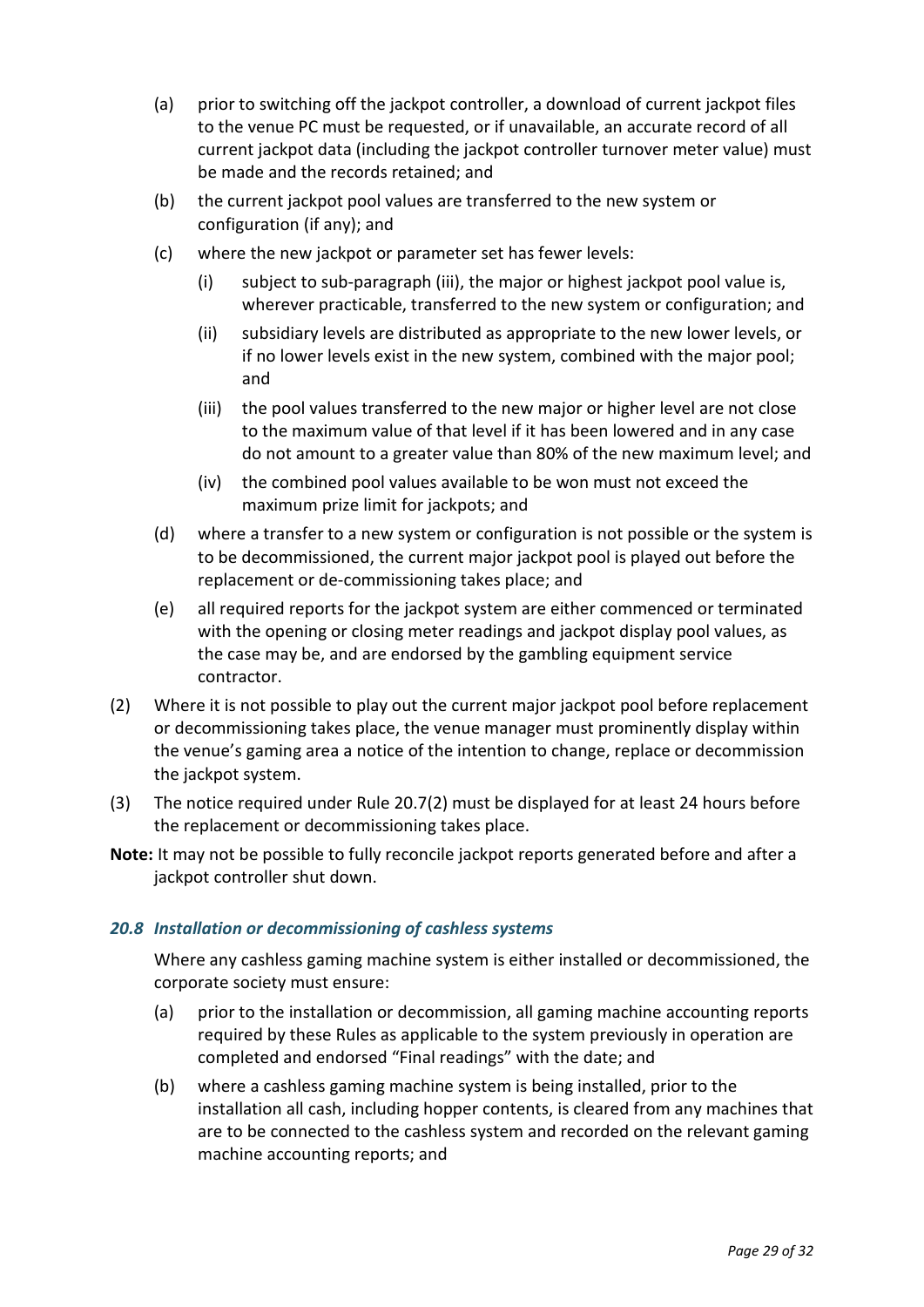(a) prior to switching off the jackpot controller, a download of current jackpot files to the venue PC must be requested, or if unavailable, an accurate record of all current jackpot data (including the jackpot controller turnover meter value) must be made and the records retained; and

(b) the current jackpot pool values are transferred to the new system or configuration (if any); and

(c) where the new jackpot or parameter set has fewer levels:

  (i) subject to sub-paragraph (iii), the major or highest jackpot pool value is, wherever practicable, transferred to the new system or configuration; and

  (ii) subsidiary levels are distributed as appropriate to the new lower levels, or if no lower levels exist in the new system, combined with the major pool; and

  (iii) the pool values transferred to the new major or higher level are not close to the maximum value of that level if it has been lowered and in any case do not amount to a greater value than 80% of the new maximum level; and

  (iv) the combined pool values available to be won must not exceed the maximum prize limit for jackpots; and

(d) where a transfer to a new system or configuration is not possible or the system is to be decommissioned, the current major jackpot pool is played out before the replacement or de-commissioning takes place; and

(e) all required reports for the jackpot system are either commenced or terminated with the opening or closing meter readings and jackpot display pool values, as the case may be, and are endorsed by the gambling equipment service contractor.

(2) Where it is not possible to play out the current major jackpot pool before replacement or decommissioning takes place, the venue manager must prominently display within the venue's gaming area a notice of the intention to change, replace or decommission the jackpot system.

(3) The notice required under Rule 20.7(2) must be displayed for at least 24 hours before the replacement or decommissioning takes place.

**Note:** It may not be possible to fully reconcile jackpot reports generated before and after a jackpot controller shut down.

### *20.8 Installation or decommissioning of cashless systems*

Where any cashless gaming machine system is either installed or decommissioned, the corporate society must ensure:

(a) prior to the installation or decommission, all gaming machine accounting reports required by these Rules as applicable to the system previously in operation are completed and endorsed "Final readings" with the date; and

(b) where a cashless gaming machine system is being installed, prior to the installation all cash, including hopper contents, is cleared from any machines that are to be connected to the cashless system and recorded on the relevant gaming machine accounting reports; and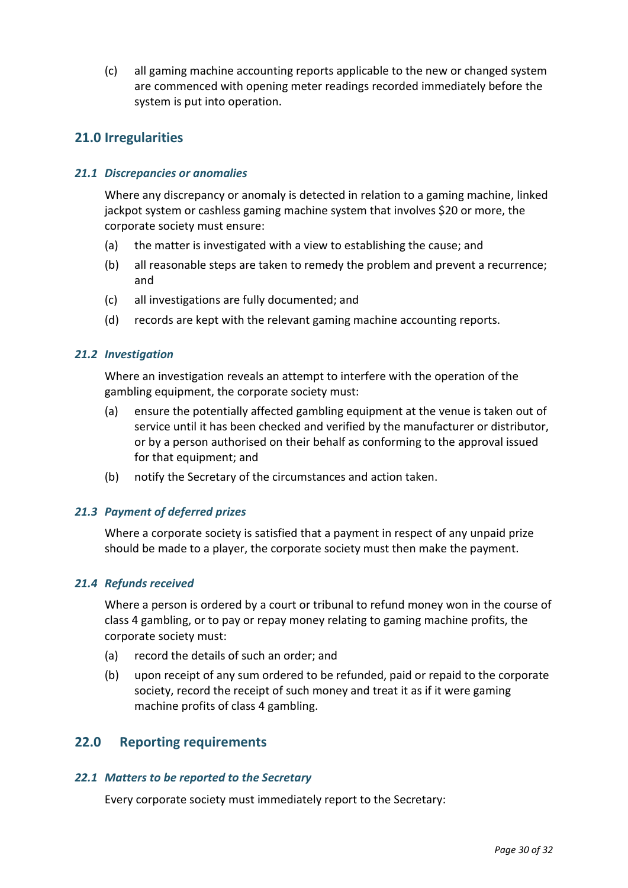(c) all gaming machine accounting reports applicable to the new or changed system are commenced with opening meter readings recorded immediately before the system is put into operation.

## 21.0 Irregularities

### *21.1 Discrepancies or anomalies*

Where any discrepancy or anomaly is detected in relation to a gaming machine, linked jackpot system or cashless gaming machine system that involves $20 or more, the corporate society must ensure:

(a) the matter is investigated with a view to establishing the cause; and

(b) all reasonable steps are taken to remedy the problem and prevent a recurrence; and

(c) all investigations are fully documented; and

(d) records are kept with the relevant gaming machine accounting reports.

### *21.2 Investigation*

Where an investigation reveals an attempt to interfere with the operation of the gambling equipment, the corporate society must:

(a) ensure the potentially affected gambling equipment at the venue is taken out of service until it has been checked and verified by the manufacturer or distributor, or by a person authorised on their behalf as conforming to the approval issued for that equipment; and

(b) notify the Secretary of the circumstances and action taken.

### *21.3 Payment of deferred prizes*

Where a corporate society is satisfied that a payment in respect of any unpaid prize should be made to a player, the corporate society must then make the payment.

### *21.4 Refunds received*

Where a person is ordered by a court or tribunal to refund money won in the course of class 4 gambling, or to pay or repay money relating to gaming machine profits, the corporate society must:

(a) record the details of such an order; and

(b) upon receipt of any sum ordered to be refunded, paid or repaid to the corporate society, record the receipt of such money and treat it as if it were gaming machine profits of class 4 gambling.

## 22.0 Reporting requirements

### *22.1 Matters to be reported to the Secretary*

Every corporate society must immediately report to the Secretary: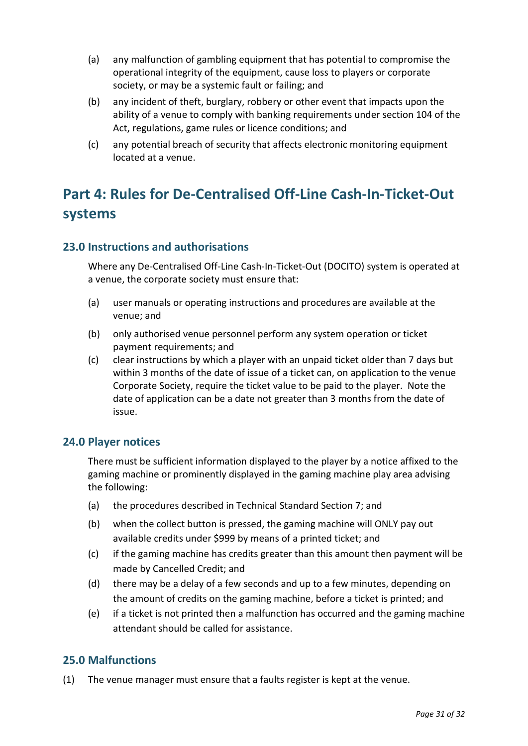(a) any malfunction of gambling equipment that has potential to compromise the operational integrity of the equipment, cause loss to players or corporate society, or may be a systemic fault or failing; and

(b) any incident of theft, burglary, robbery or other event that impacts upon the ability of a venue to comply with banking requirements under section 104 of the Act, regulations, game rules or licence conditions; and

(c) any potential breach of security that affects electronic monitoring equipment located at a venue.

# Part 4: Rules for De-Centralised Off-Line Cash-In-Ticket-Out systems

## 23.0 Instructions and authorisations

Where any De-Centralised Off-Line Cash-In-Ticket-Out (DOCITO) system is operated at a venue, the corporate society must ensure that:

(a) user manuals or operating instructions and procedures are available at the venue; and

(b) only authorised venue personnel perform any system operation or ticket payment requirements; and

(c) clear instructions by which a player with an unpaid ticket older than 7 days but within 3 months of the date of issue of a ticket can, on application to the venue Corporate Society, require the ticket value to be paid to the player. Note the date of application can be a date not greater than 3 months from the date of issue.

## 24.0 Player notices

There must be sufficient information displayed to the player by a notice affixed to the gaming machine or prominently displayed in the gaming machine play area advising the following:

(a) the procedures described in Technical Standard Section 7; and

(b) when the collect button is pressed, the gaming machine will ONLY pay out available credits under $999 by means of a printed ticket; and

(c) if the gaming machine has credits greater than this amount then payment will be made by Cancelled Credit; and

(d) there may be a delay of a few seconds and up to a few minutes, depending on the amount of credits on the gaming machine, before a ticket is printed; and

(e) if a ticket is not printed then a malfunction has occurred and the gaming machine attendant should be called for assistance.

## 25.0 Malfunctions

(1) The venue manager must ensure that a faults register is kept at the venue.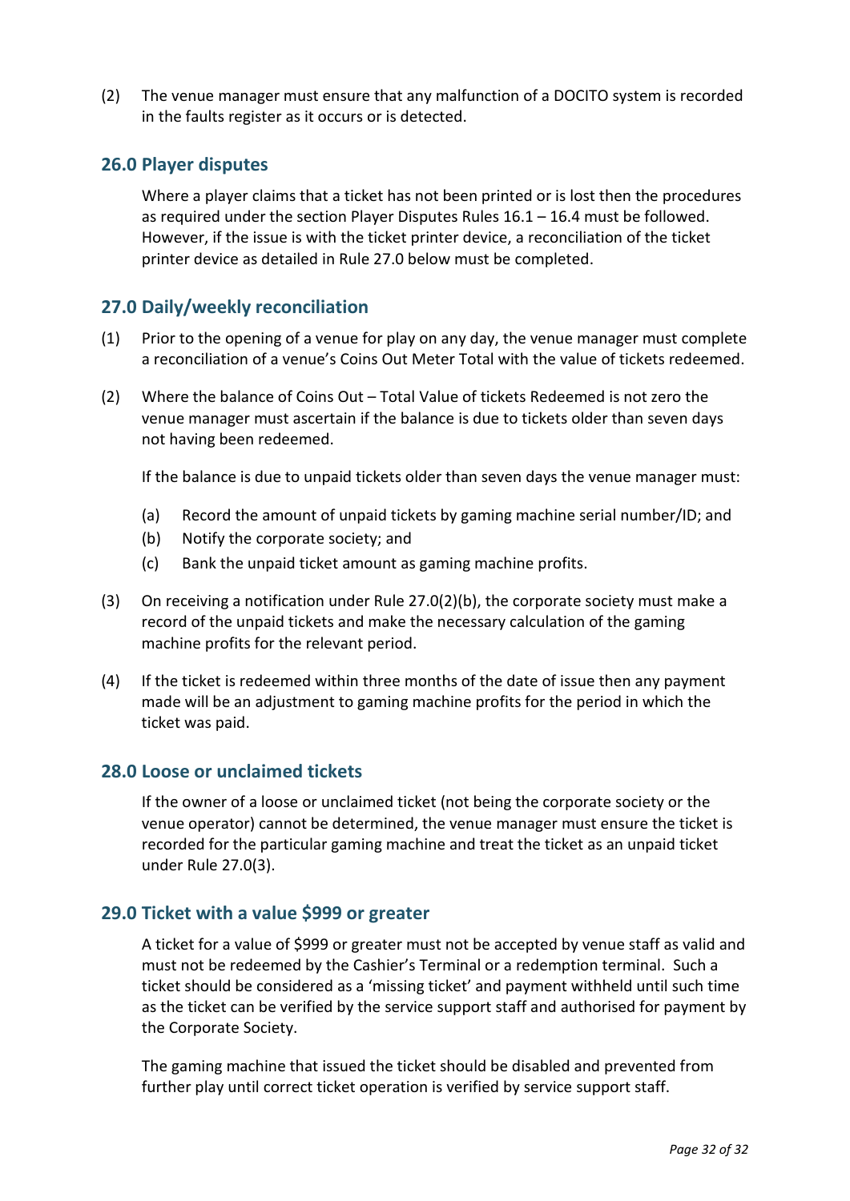(2) The venue manager must ensure that any malfunction of a DOCITO system is recorded in the faults register as it occurs or is detected.

## 26.0 Player disputes

Where a player claims that a ticket has not been printed or is lost then the procedures as required under the section Player Disputes Rules 16.1 – 16.4 must be followed. However, if the issue is with the ticket printer device, a reconciliation of the ticket printer device as detailed in Rule 27.0 below must be completed.

## 27.0 Daily/weekly reconciliation

(1) Prior to the opening of a venue for play on any day, the venue manager must complete a reconciliation of a venue's Coins Out Meter Total with the value of tickets redeemed.

(2) Where the balance of Coins Out – Total Value of tickets Redeemed is not zero the venue manager must ascertain if the balance is due to tickets older than seven days not having been redeemed.

If the balance is due to unpaid tickets older than seven days the venue manager must:

- (a) Record the amount of unpaid tickets by gaming machine serial number/ID; and
- (b) Notify the corporate society; and
- (c) Bank the unpaid ticket amount as gaming machine profits.

(3) On receiving a notification under Rule 27.0(2)(b), the corporate society must make a record of the unpaid tickets and make the necessary calculation of the gaming machine profits for the relevant period.

(4) If the ticket is redeemed within three months of the date of issue then any payment made will be an adjustment to gaming machine profits for the period in which the ticket was paid.

## 28.0 Loose or unclaimed tickets

If the owner of a loose or unclaimed ticket (not being the corporate society or the venue operator) cannot be determined, the venue manager must ensure the ticket is recorded for the particular gaming machine and treat the ticket as an unpaid ticket under Rule 27.0(3).

## 29.0 Ticket with a value $999 or greater

A ticket for a value of $999 or greater must not be accepted by venue staff as valid and must not be redeemed by the Cashier's Terminal or a redemption terminal. Such a ticket should be considered as a 'missing ticket' and payment withheld until such time as the ticket can be verified by the service support staff and authorised for payment by the Corporate Society.

The gaming machine that issued the ticket should be disabled and prevented from further play until correct ticket operation is verified by service support staff.